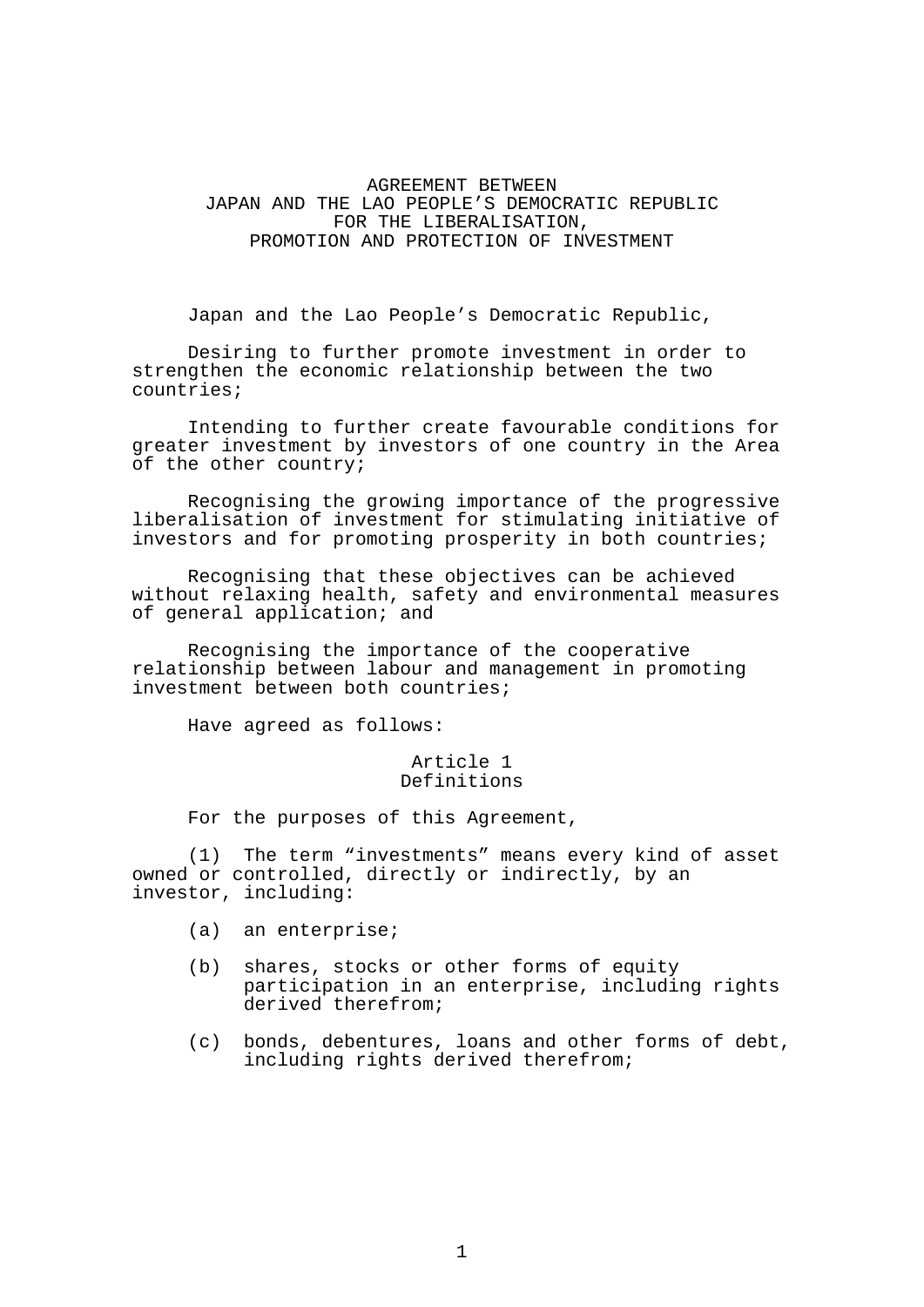# AGREEMENT BETWEEN JAPAN AND THE LAO PEOPLE'S DEMOCRATIC REPUBLIC FOR THE LIBERALISATION, PROMOTION AND PROTECTION OF INVESTMENT

Japan and the Lao People's Democratic Republic,

Desiring to further promote investment in order to strengthen the economic relationship between the two countries;

Intending to further create favourable conditions for greater investment by investors of one country in the Area of the other country;

Recognising the growing importance of the progressive liberalisation of investment for stimulating initiative of investors and for promoting prosperity in both countries;

Recognising that these objectives can be achieved without relaxing health, safety and environmental measures of general application; and

Recognising the importance of the cooperative relationship between labour and management in promoting investment between both countries;

Have agreed as follows:

## Article 1
## Definitions

For the purposes of this Agreement,

(1) The term "investments" means every kind of asset owned or controlled, directly or indirectly, by an investor, including:

- (a) an enterprise;
- (b) shares, stocks or other forms of equity participation in an enterprise, including rights derived therefrom;
- (c) bonds, debentures, loans and other forms of debt, including rights derived therefrom;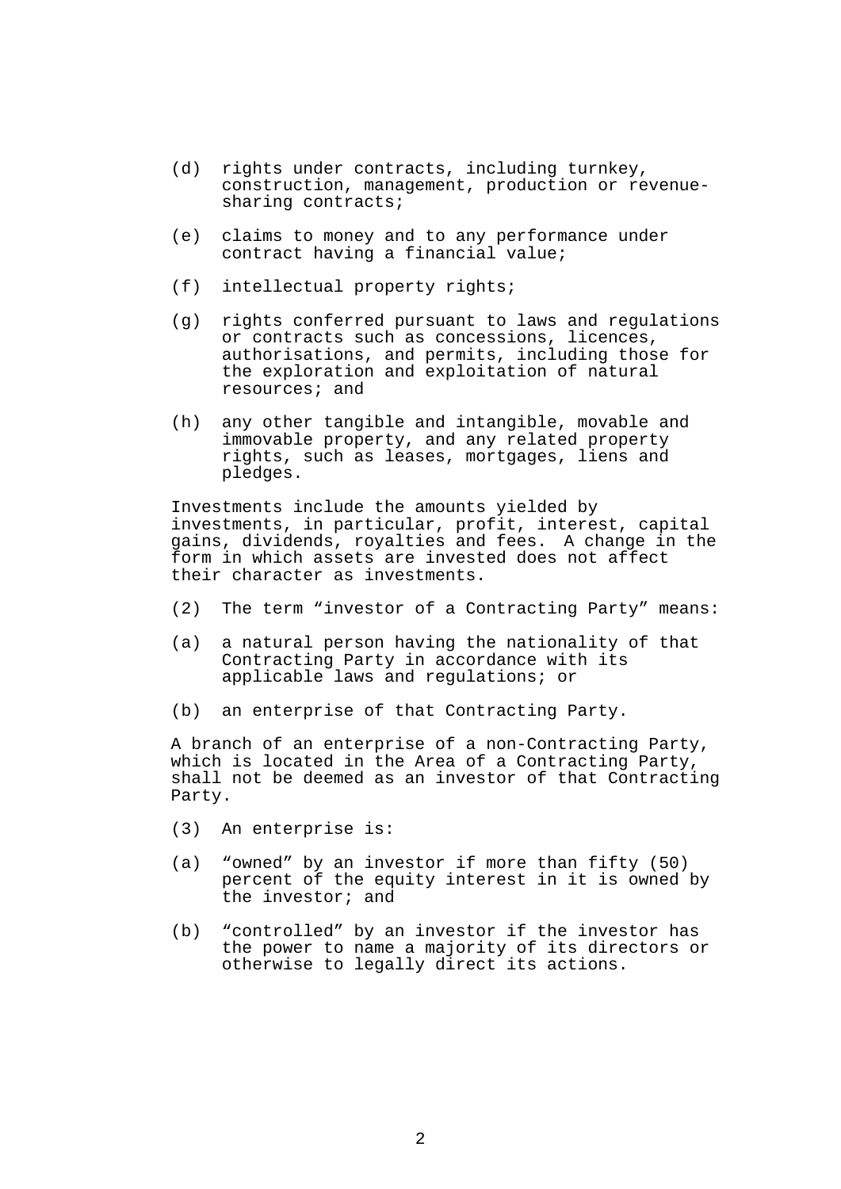(d) rights under contracts, including turnkey, construction, management, production or revenue-sharing contracts;

(e) claims to money and to any performance under contract having a financial value;

(f) intellectual property rights;

(g) rights conferred pursuant to laws and regulations or contracts such as concessions, licences, authorisations, and permits, including those for the exploration and exploitation of natural resources; and

(h) any other tangible and intangible, movable and immovable property, and any related property rights, such as leases, mortgages, liens and pledges.

Investments include the amounts yielded by investments, in particular, profit, interest, capital gains, dividends, royalties and fees. A change in the form in which assets are invested does not affect their character as investments.

(2) The term “investor of a Contracting Party” means:

(a) a natural person having the nationality of that Contracting Party in accordance with its applicable laws and regulations; or

(b) an enterprise of that Contracting Party.

A branch of an enterprise of a non-Contracting Party, which is located in the Area of a Contracting Party, shall not be deemed as an investor of that Contracting Party.

(3) An enterprise is:

(a) “owned” by an investor if more than fifty (50) percent of the equity interest in it is owned by the investor; and

(b) “controlled” by an investor if the investor has the power to name a majority of its directors or otherwise to legally direct its actions.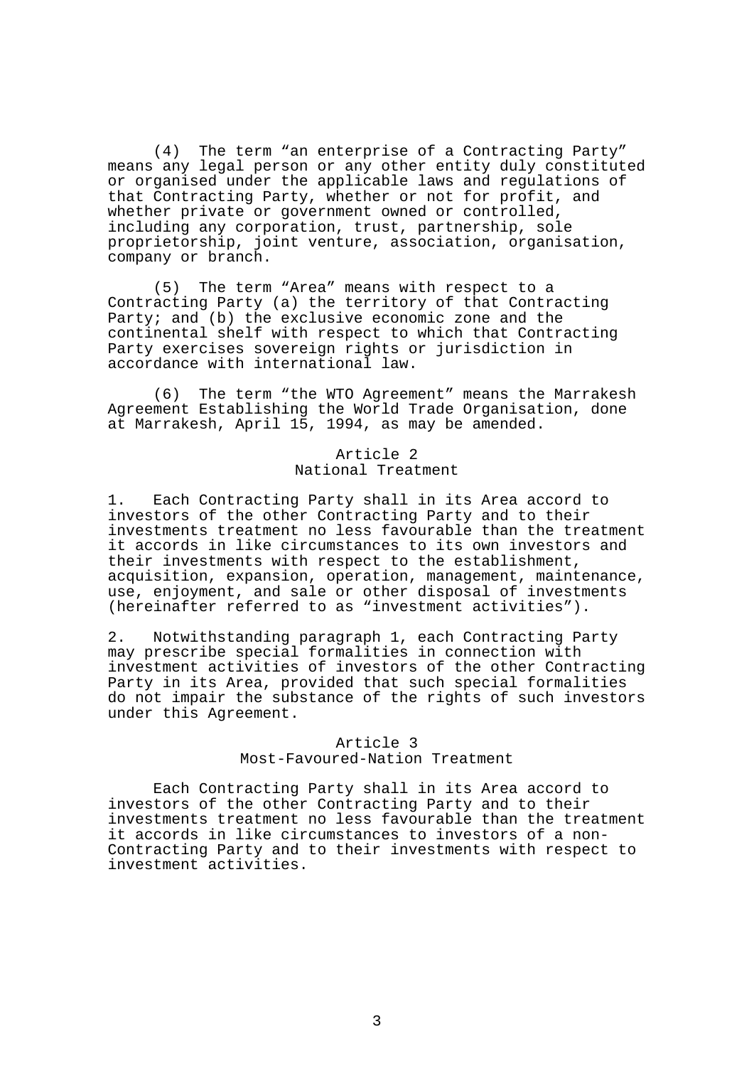(4) The term “an enterprise of a Contracting Party” means any legal person or any other entity duly constituted or organised under the applicable laws and regulations of that Contracting Party, whether or not for profit, and whether private or government owned or controlled, including any corporation, trust, partnership, sole proprietorship, joint venture, association, organisation, company or branch.

(5) The term “Area” means with respect to a Contracting Party (a) the territory of that Contracting Party; and (b) the exclusive economic zone and the continental shelf with respect to which that Contracting Party exercises sovereign rights or jurisdiction in accordance with international law.

(6) The term “the WTO Agreement” means the Marrakesh Agreement Establishing the World Trade Organisation, done at Marrakesh, April 15, 1994, as may be amended.

## Article 2
## National Treatment

1. Each Contracting Party shall in its Area accord to investors of the other Contracting Party and to their investments treatment no less favourable than the treatment it accords in like circumstances to its own investors and their investments with respect to the establishment, acquisition, expansion, operation, management, maintenance, use, enjoyment, and sale or other disposal of investments (hereinafter referred to as “investment activities”).

2. Notwithstanding paragraph 1, each Contracting Party may prescribe special formalities in connection with investment activities of investors of the other Contracting Party in its Area, provided that such special formalities do not impair the substance of the rights of such investors under this Agreement.

## Article 3
## Most-Favoured-Nation Treatment

Each Contracting Party shall in its Area accord to investors of the other Contracting Party and to their investments treatment no less favourable than the treatment it accords in like circumstances to investors of a non-Contracting Party and to their investments with respect to investment activities.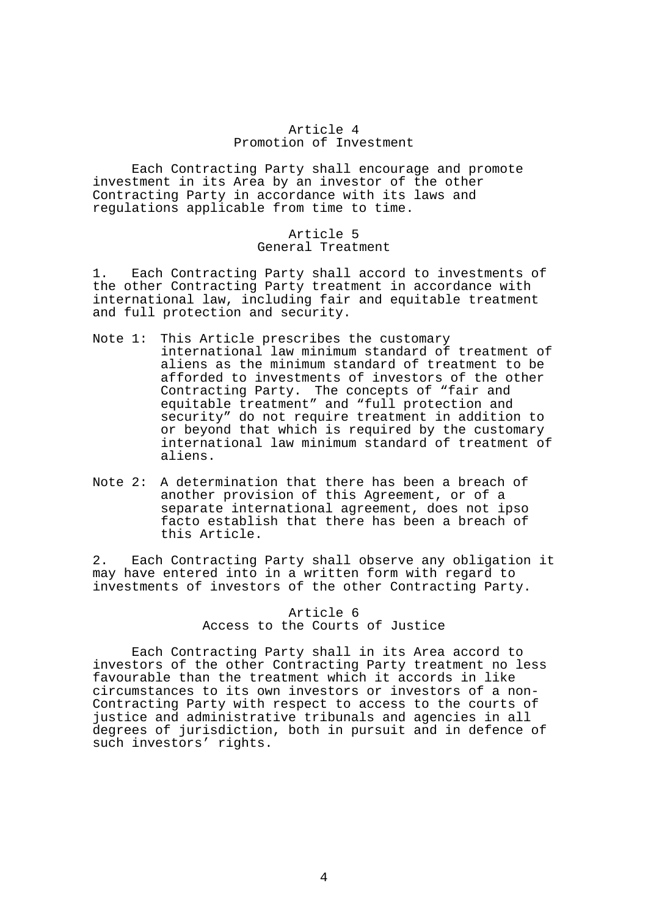## Article 4
### Promotion of Investment

Each Contracting Party shall encourage and promote investment in its Area by an investor of the other Contracting Party in accordance with its laws and regulations applicable from time to time.

## Article 5
### General Treatment

1. Each Contracting Party shall accord to investments of the other Contracting Party treatment in accordance with international law, including fair and equitable treatment and full protection and security.

Note 1: This Article prescribes the customary international law minimum standard of treatment of aliens as the minimum standard of treatment to be afforded to investments of investors of the other Contracting Party. The concepts of "fair and equitable treatment" and "full protection and security" do not require treatment in addition to or beyond that which is required by the customary international law minimum standard of treatment of aliens.

Note 2: A determination that there has been a breach of another provision of this Agreement, or of a separate international agreement, does not ipso facto establish that there has been a breach of this Article.

2. Each Contracting Party shall observe any obligation it may have entered into in a written form with regard to investments of investors of the other Contracting Party.

## Article 6
### Access to the Courts of Justice

Each Contracting Party shall in its Area accord to investors of the other Contracting Party treatment no less favourable than the treatment which it accords in like circumstances to its own investors or investors of a non-Contracting Party with respect to access to the courts of justice and administrative tribunals and agencies in all degrees of jurisdiction, both in pursuit and in defence of such investors' rights.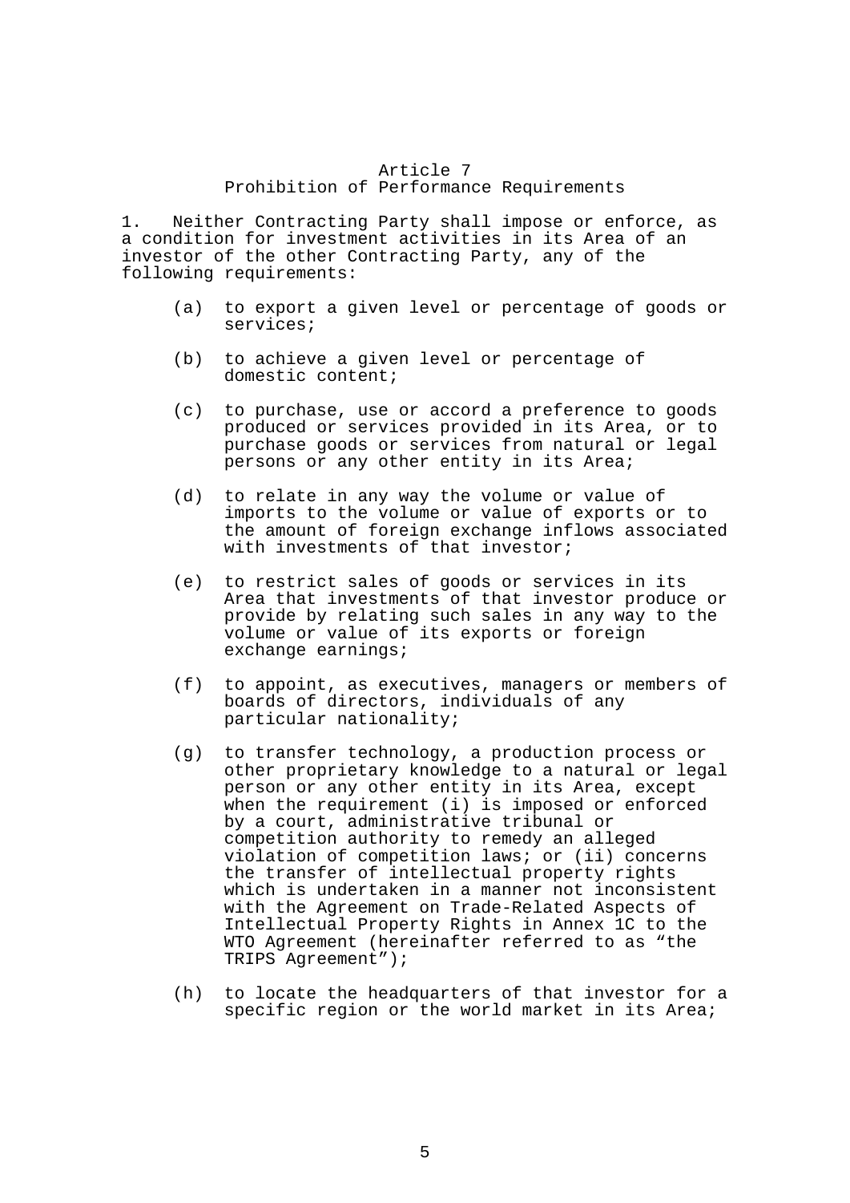## Article 7
### Prohibition of Performance Requirements

1. Neither Contracting Party shall impose or enforce, as a condition for investment activities in its Area of an investor of the other Contracting Party, any of the following requirements:

(a) to export a given level or percentage of goods or services;

(b) to achieve a given level or percentage of domestic content;

(c) to purchase, use or accord a preference to goods produced or services provided in its Area, or to purchase goods or services from natural or legal persons or any other entity in its Area;

(d) to relate in any way the volume or value of imports to the volume or value of exports or to the amount of foreign exchange inflows associated with investments of that investor;

(e) to restrict sales of goods or services in its Area that investments of that investor produce or provide by relating such sales in any way to the volume or value of its exports or foreign exchange earnings;

(f) to appoint, as executives, managers or members of boards of directors, individuals of any particular nationality;

(g) to transfer technology, a production process or other proprietary knowledge to a natural or legal person or any other entity in its Area, except when the requirement (i) is imposed or enforced by a court, administrative tribunal or competition authority to remedy an alleged violation of competition laws; or (ii) concerns the transfer of intellectual property rights which is undertaken in a manner not inconsistent with the Agreement on Trade-Related Aspects of Intellectual Property Rights in Annex 1C to the WTO Agreement (hereinafter referred to as "the TRIPS Agreement");

(h) to locate the headquarters of that investor for a specific region or the world market in its Area;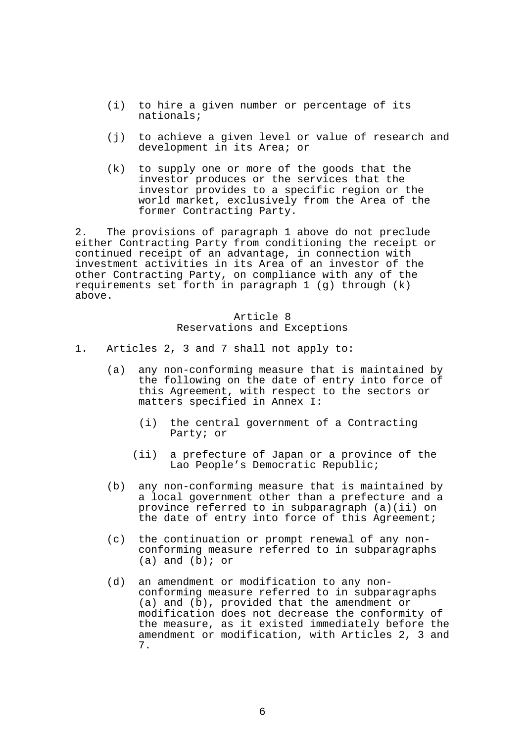(i) to hire a given number or percentage of its nationals;

(j) to achieve a given level or value of research and development in its Area; or

(k) to supply one or more of the goods that the investor produces or the services that the investor provides to a specific region or the world market, exclusively from the Area of the former Contracting Party.

2. The provisions of paragraph 1 above do not preclude either Contracting Party from conditioning the receipt or continued receipt of an advantage, in connection with investment activities in its Area of an investor of the other Contracting Party, on compliance with any of the requirements set forth in paragraph 1 (g) through (k) above.

## Article 8
## Reservations and Exceptions

1. Articles 2, 3 and 7 shall not apply to:

(a) any non-conforming measure that is maintained by the following on the date of entry into force of this Agreement, with respect to the sectors or matters specified in Annex I:

(i) the central government of a Contracting Party; or

(ii) a prefecture of Japan or a province of the Lao People's Democratic Republic;

(b) any non-conforming measure that is maintained by a local government other than a prefecture and a province referred to in subparagraph (a)(ii) on the date of entry into force of this Agreement;

(c) the continuation or prompt renewal of any non-conforming measure referred to in subparagraphs (a) and (b); or

(d) an amendment or modification to any non-conforming measure referred to in subparagraphs (a) and (b), provided that the amendment or modification does not decrease the conformity of the measure, as it existed immediately before the amendment or modification, with Articles 2, 3 and 7.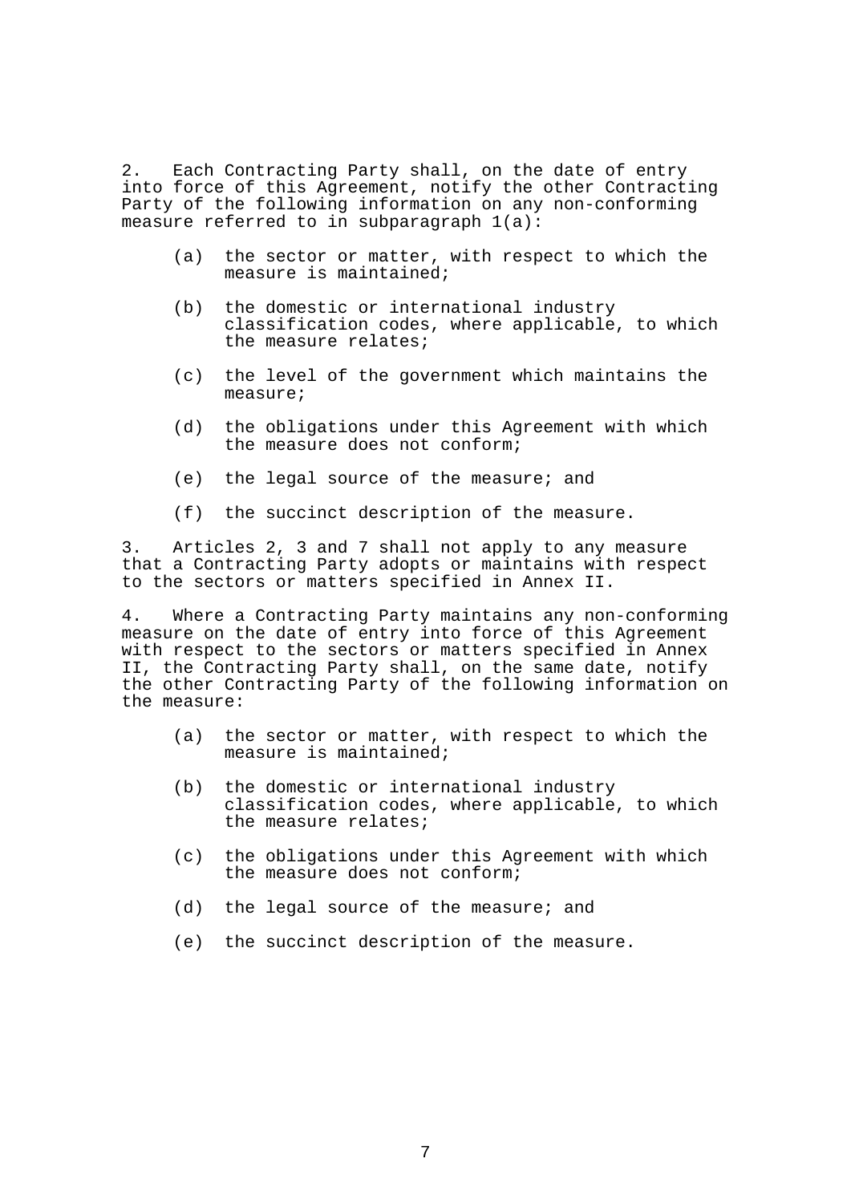2. Each Contracting Party shall, on the date of entry into force of this Agreement, notify the other Contracting Party of the following information on any non-conforming measure referred to in subparagraph 1(a):

   (a) the sector or matter, with respect to which the measure is maintained;

   (b) the domestic or international industry classification codes, where applicable, to which the measure relates;

   (c) the level of the government which maintains the measure;

   (d) the obligations under this Agreement with which the measure does not conform;

   (e) the legal source of the measure; and

   (f) the succinct description of the measure.

3. Articles 2, 3 and 7 shall not apply to any measure that a Contracting Party adopts or maintains with respect to the sectors or matters specified in Annex II.

4. Where a Contracting Party maintains any non-conforming measure on the date of entry into force of this Agreement with respect to the sectors or matters specified in Annex II, the Contracting Party shall, on the same date, notify the other Contracting Party of the following information on the measure:

   (a) the sector or matter, with respect to which the measure is maintained;

   (b) the domestic or international industry classification codes, where applicable, to which the measure relates;

   (c) the obligations under this Agreement with which the measure does not conform;

   (d) the legal source of the measure; and

   (e) the succinct description of the measure.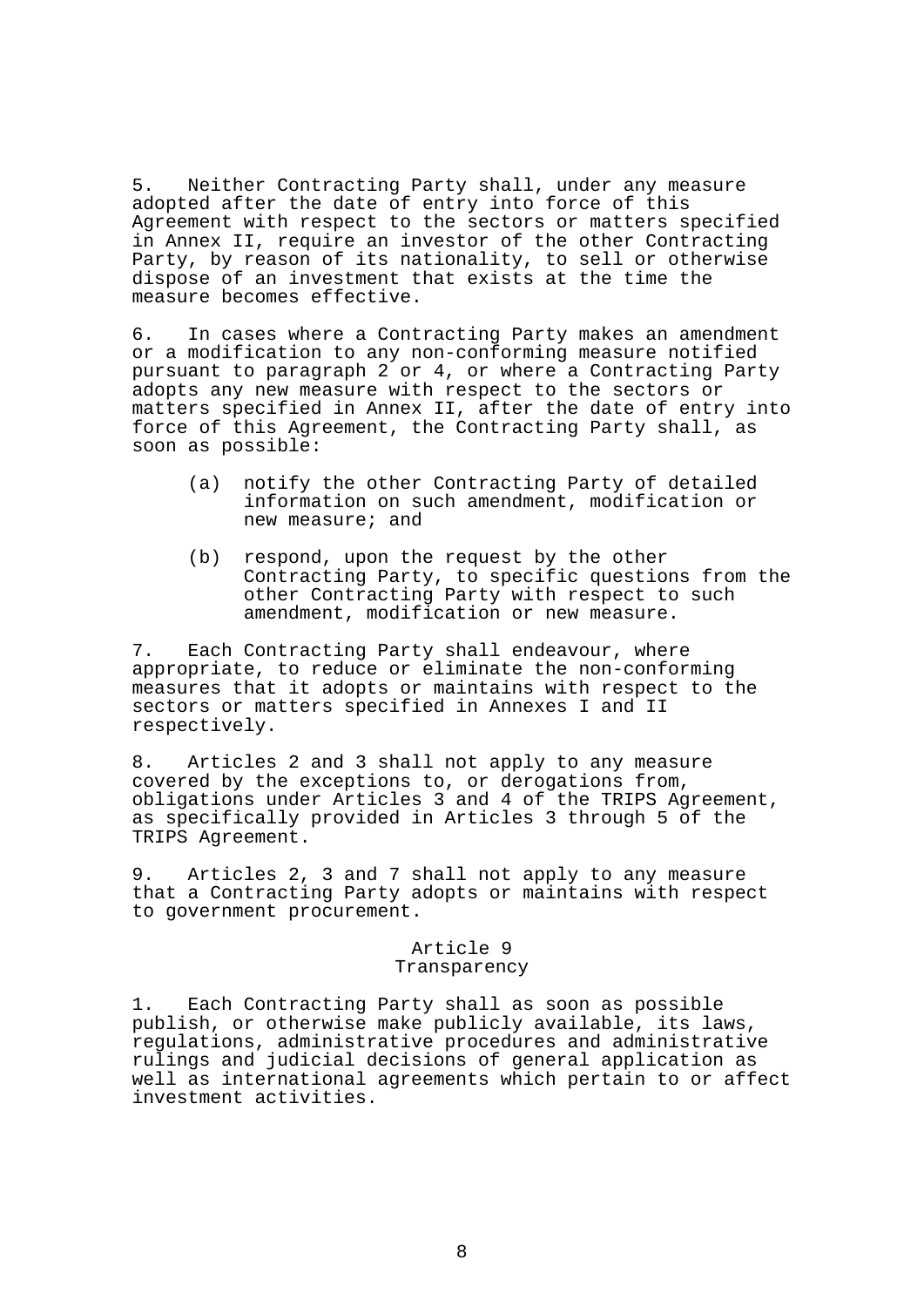5. Neither Contracting Party shall, under any measure adopted after the date of entry into force of this Agreement with respect to the sectors or matters specified in Annex II, require an investor of the other Contracting Party, by reason of its nationality, to sell or otherwise dispose of an investment that exists at the time the measure becomes effective.

6. In cases where a Contracting Party makes an amendment or a modification to any non-conforming measure notified pursuant to paragraph 2 or 4, or where a Contracting Party adopts any new measure with respect to the sectors or matters specified in Annex II, after the date of entry into force of this Agreement, the Contracting Party shall, as soon as possible:

(a) notify the other Contracting Party of detailed information on such amendment, modification or new measure; and

(b) respond, upon the request by the other Contracting Party, to specific questions from the other Contracting Party with respect to such amendment, modification or new measure.

7. Each Contracting Party shall endeavour, where appropriate, to reduce or eliminate the non-conforming measures that it adopts or maintains with respect to the sectors or matters specified in Annexes I and II respectively.

8. Articles 2 and 3 shall not apply to any measure covered by the exceptions to, or derogations from, obligations under Articles 3 and 4 of the TRIPS Agreement, as specifically provided in Articles 3 through 5 of the TRIPS Agreement.

9. Articles 2, 3 and 7 shall not apply to any measure that a Contracting Party adopts or maintains with respect to government procurement.

## Article 9
## Transparency

1. Each Contracting Party shall as soon as possible publish, or otherwise make publicly available, its laws, regulations, administrative procedures and administrative rulings and judicial decisions of general application as well as international agreements which pertain to or affect investment activities.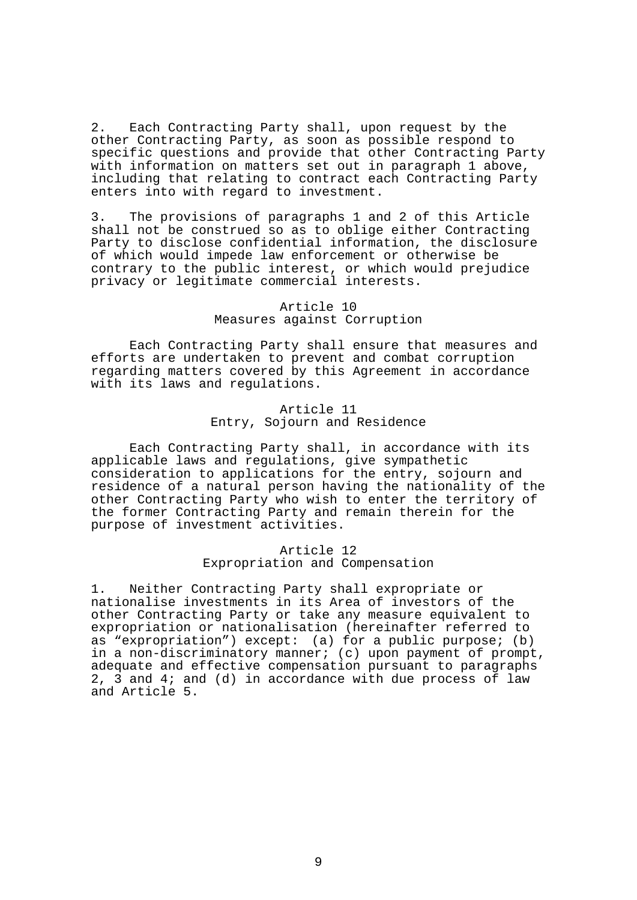2. Each Contracting Party shall, upon request by the other Contracting Party, as soon as possible respond to specific questions and provide that other Contracting Party with information on matters set out in paragraph 1 above, including that relating to contract each Contracting Party enters into with regard to investment.

3. The provisions of paragraphs 1 and 2 of this Article shall not be construed so as to oblige either Contracting Party to disclose confidential information, the disclosure of which would impede law enforcement or otherwise be contrary to the public interest, or which would prejudice privacy or legitimate commercial interests.

## Article 10
## Measures against Corruption

Each Contracting Party shall ensure that measures and efforts are undertaken to prevent and combat corruption regarding matters covered by this Agreement in accordance with its laws and regulations.

## Article 11
## Entry, Sojourn and Residence

Each Contracting Party shall, in accordance with its applicable laws and regulations, give sympathetic consideration to applications for the entry, sojourn and residence of a natural person having the nationality of the other Contracting Party who wish to enter the territory of the former Contracting Party and remain therein for the purpose of investment activities.

## Article 12
## Expropriation and Compensation

1. Neither Contracting Party shall expropriate or nationalise investments in its Area of investors of the other Contracting Party or take any measure equivalent to expropriation or nationalisation (hereinafter referred to as "expropriation") except: (a) for a public purpose; (b) in a non-discriminatory manner; (c) upon payment of prompt, adequate and effective compensation pursuant to paragraphs 2, 3 and 4; and (d) in accordance with due process of law and Article 5.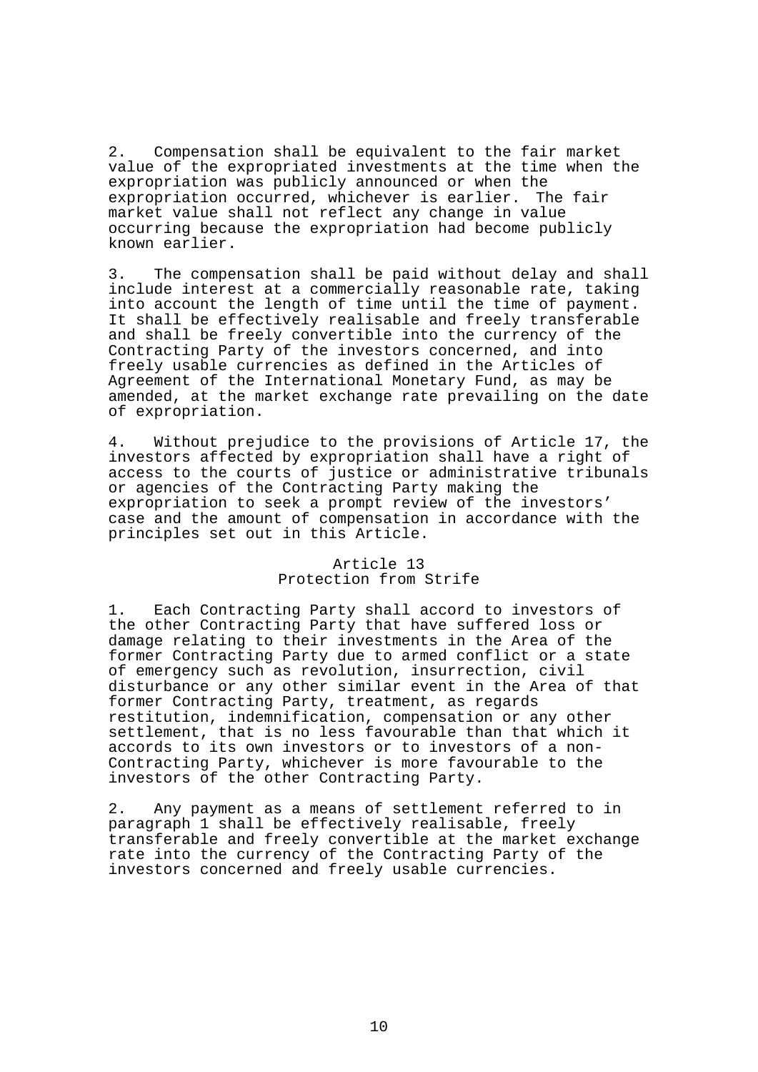2. Compensation shall be equivalent to the fair market value of the expropriated investments at the time when the expropriation was publicly announced or when the expropriation occurred, whichever is earlier. The fair market value shall not reflect any change in value occurring because the expropriation had become publicly known earlier.

3. The compensation shall be paid without delay and shall include interest at a commercially reasonable rate, taking into account the length of time until the time of payment. It shall be effectively realisable and freely transferable and shall be freely convertible into the currency of the Contracting Party of the investors concerned, and into freely usable currencies as defined in the Articles of Agreement of the International Monetary Fund, as may be amended, at the market exchange rate prevailing on the date of expropriation.

4. Without prejudice to the provisions of Article 17, the investors affected by expropriation shall have a right of access to the courts of justice or administrative tribunals or agencies of the Contracting Party making the expropriation to seek a prompt review of the investors' case and the amount of compensation in accordance with the principles set out in this Article.

## Article 13
## Protection from Strife

1. Each Contracting Party shall accord to investors of the other Contracting Party that have suffered loss or damage relating to their investments in the Area of the former Contracting Party due to armed conflict or a state of emergency such as revolution, insurrection, civil disturbance or any other similar event in the Area of that former Contracting Party, treatment, as regards restitution, indemnification, compensation or any other settlement, that is no less favourable than that which it accords to its own investors or to investors of a non-Contracting Party, whichever is more favourable to the investors of the other Contracting Party.

2. Any payment as a means of settlement referred to in paragraph 1 shall be effectively realisable, freely transferable and freely convertible at the market exchange rate into the currency of the Contracting Party of the investors concerned and freely usable currencies.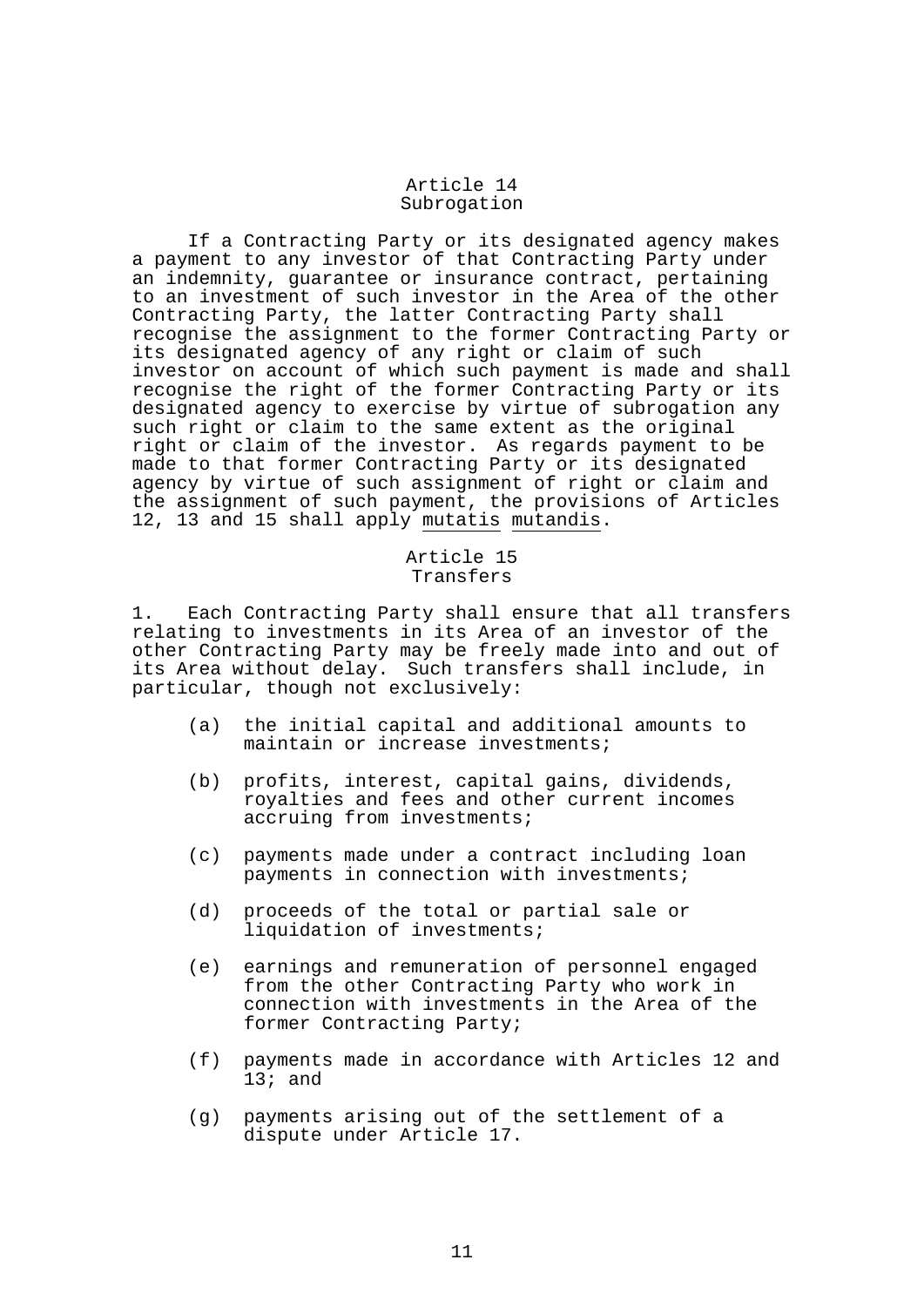## Article 14
## Subrogation

If a Contracting Party or its designated agency makes a payment to any investor of that Contracting Party under an indemnity, guarantee or insurance contract, pertaining to an investment of such investor in the Area of the other Contracting Party, the latter Contracting Party shall recognise the assignment to the former Contracting Party or its designated agency of any right or claim of such investor on account of which such payment is made and shall recognise the right of the former Contracting Party or its designated agency to exercise by virtue of subrogation any such right or claim to the same extent as the original right or claim of the investor. As regards payment to be made to that former Contracting Party or its designated agency by virtue of such assignment of right or claim and the assignment of such payment, the provisions of Articles 12, 13 and 15 shall apply *mutatis mutandis*.

## Article 15
## Transfers

1. Each Contracting Party shall ensure that all transfers relating to investments in its Area of an investor of the other Contracting Party may be freely made into and out of its Area without delay. Such transfers shall include, in particular, though not exclusively:

(a) the initial capital and additional amounts to maintain or increase investments;

(b) profits, interest, capital gains, dividends, royalties and fees and other current incomes accruing from investments;

(c) payments made under a contract including loan payments in connection with investments;

(d) proceeds of the total or partial sale or liquidation of investments;

(e) earnings and remuneration of personnel engaged from the other Contracting Party who work in connection with investments in the Area of the former Contracting Party;

(f) payments made in accordance with Articles 12 and 13; and

(g) payments arising out of the settlement of a dispute under Article 17.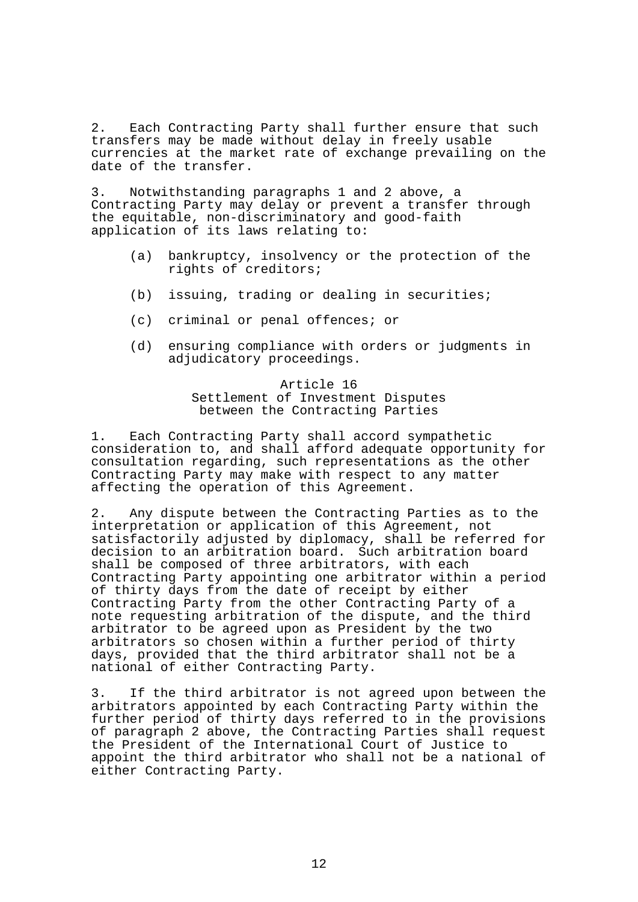2. Each Contracting Party shall further ensure that such transfers may be made without delay in freely usable currencies at the market rate of exchange prevailing on the date of the transfer.

3. Notwithstanding paragraphs 1 and 2 above, a Contracting Party may delay or prevent a transfer through the equitable, non-discriminatory and good-faith application of its laws relating to:

(a) bankruptcy, insolvency or the protection of the rights of creditors;

(b) issuing, trading or dealing in securities;

(c) criminal or penal offences; or

(d) ensuring compliance with orders or judgments in adjudicatory proceedings.

## Article 16
## Settlement of Investment Disputes between the Contracting Parties

1. Each Contracting Party shall accord sympathetic consideration to, and shall afford adequate opportunity for consultation regarding, such representations as the other Contracting Party may make with respect to any matter affecting the operation of this Agreement.

2. Any dispute between the Contracting Parties as to the interpretation or application of this Agreement, not satisfactorily adjusted by diplomacy, shall be referred for decision to an arbitration board. Such arbitration board shall be composed of three arbitrators, with each Contracting Party appointing one arbitrator within a period of thirty days from the date of receipt by either Contracting Party from the other Contracting Party of a note requesting arbitration of the dispute, and the third arbitrator to be agreed upon as President by the two arbitrators so chosen within a further period of thirty days, provided that the third arbitrator shall not be a national of either Contracting Party.

3. If the third arbitrator is not agreed upon between the arbitrators appointed by each Contracting Party within the further period of thirty days referred to in the provisions of paragraph 2 above, the Contracting Parties shall request the President of the International Court of Justice to appoint the third arbitrator who shall not be a national of either Contracting Party.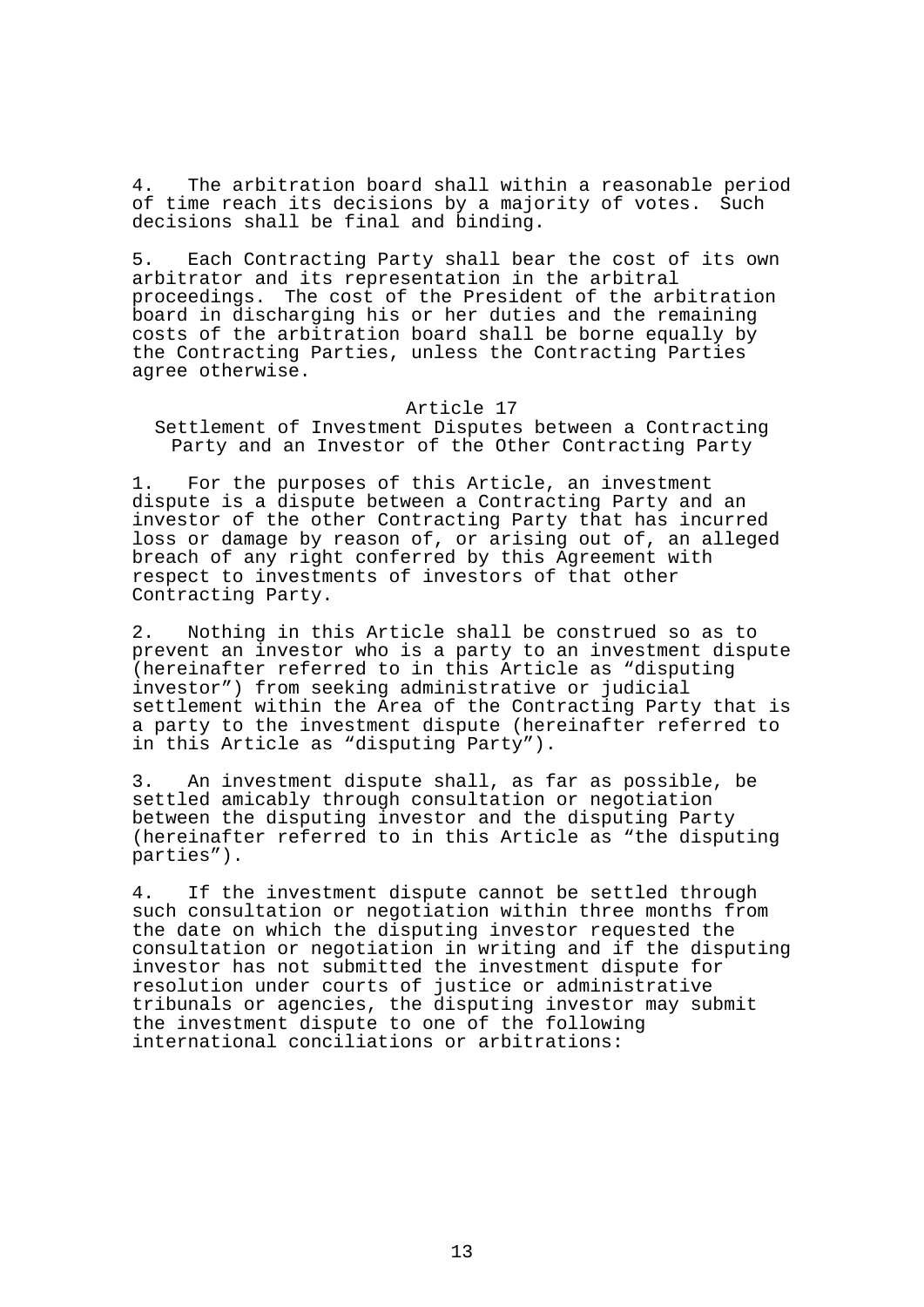4. The arbitration board shall within a reasonable period of time reach its decisions by a majority of votes. Such decisions shall be final and binding.

5. Each Contracting Party shall bear the cost of its own arbitrator and its representation in the arbitral proceedings. The cost of the President of the arbitration board in discharging his or her duties and the remaining costs of the arbitration board shall be borne equally by the Contracting Parties, unless the Contracting Parties agree otherwise.

## Article 17
## Settlement of Investment Disputes between a Contracting Party and an Investor of the Other Contracting Party

1. For the purposes of this Article, an investment dispute is a dispute between a Contracting Party and an investor of the other Contracting Party that has incurred loss or damage by reason of, or arising out of, an alleged breach of any right conferred by this Agreement with respect to investments of investors of that other Contracting Party.

2. Nothing in this Article shall be construed so as to prevent an investor who is a party to an investment dispute (hereinafter referred to in this Article as "disputing investor") from seeking administrative or judicial settlement within the Area of the Contracting Party that is a party to the investment dispute (hereinafter referred to in this Article as "disputing Party").

3. An investment dispute shall, as far as possible, be settled amicably through consultation or negotiation between the disputing investor and the disputing Party (hereinafter referred to in this Article as "the disputing parties").

4. If the investment dispute cannot be settled through such consultation or negotiation within three months from the date on which the disputing investor requested the consultation or negotiation in writing and if the disputing investor has not submitted the investment dispute for resolution under courts of justice or administrative tribunals or agencies, the disputing investor may submit the investment dispute to one of the following international conciliations or arbitrations: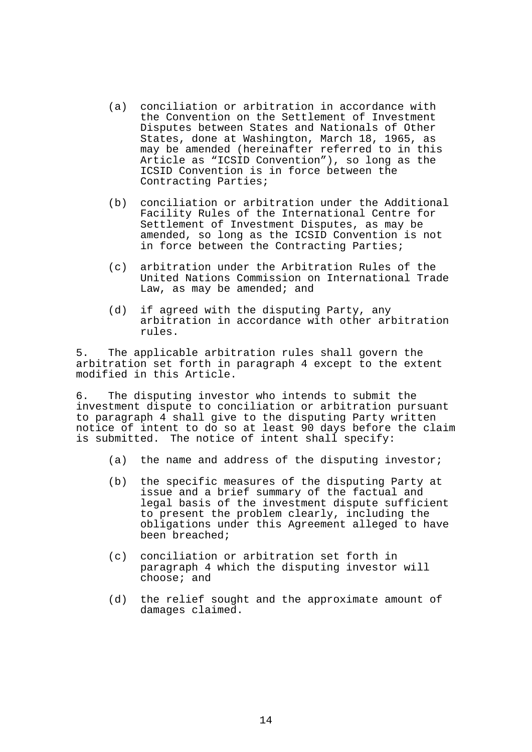(a) conciliation or arbitration in accordance with the Convention on the Settlement of Investment Disputes between States and Nationals of Other States, done at Washington, March 18, 1965, as may be amended (hereinafter referred to in this Article as "ICSID Convention"), so long as the ICSID Convention is in force between the Contracting Parties;

(b) conciliation or arbitration under the Additional Facility Rules of the International Centre for Settlement of Investment Disputes, as may be amended, so long as the ICSID Convention is not in force between the Contracting Parties;

(c) arbitration under the Arbitration Rules of the United Nations Commission on International Trade Law, as may be amended; and

(d) if agreed with the disputing Party, any arbitration in accordance with other arbitration rules.

5. The applicable arbitration rules shall govern the arbitration set forth in paragraph 4 except to the extent modified in this Article.

6. The disputing investor who intends to submit the investment dispute to conciliation or arbitration pursuant to paragraph 4 shall give to the disputing Party written notice of intent to do so at least 90 days before the claim is submitted. The notice of intent shall specify:

(a) the name and address of the disputing investor;

(b) the specific measures of the disputing Party at issue and a brief summary of the factual and legal basis of the investment dispute sufficient to present the problem clearly, including the obligations under this Agreement alleged to have been breached;

(c) conciliation or arbitration set forth in paragraph 4 which the disputing investor will choose; and

(d) the relief sought and the approximate amount of damages claimed.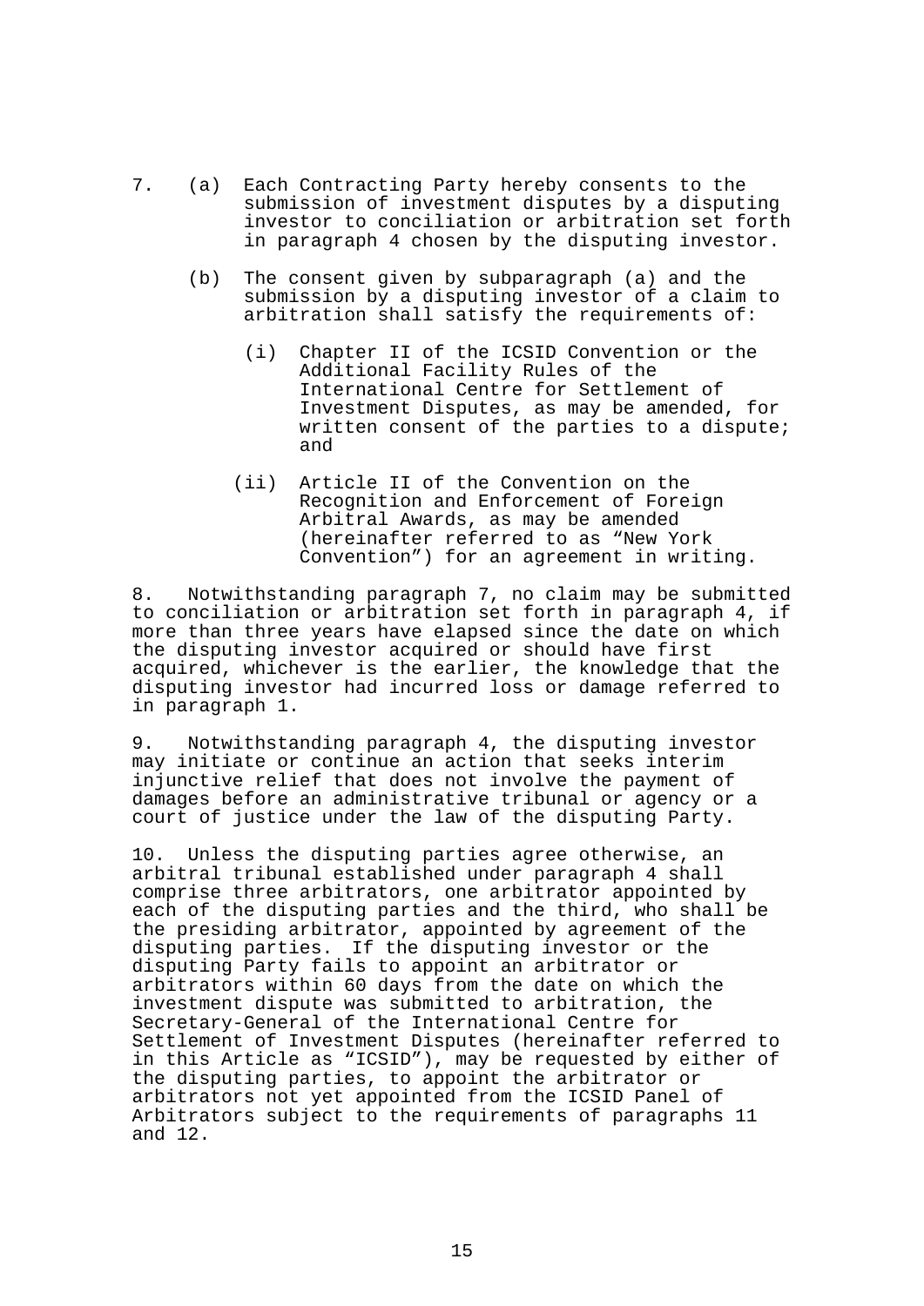7. (a) Each Contracting Party hereby consents to the submission of investment disputes by a disputing investor to conciliation or arbitration set forth in paragraph 4 chosen by the disputing investor.

   (b) The consent given by subparagraph (a) and the submission by a disputing investor of a claim to arbitration shall satisfy the requirements of:

      (i) Chapter II of the ICSID Convention or the Additional Facility Rules of the International Centre for Settlement of Investment Disputes, as may be amended, for written consent of the parties to a dispute; and

      (ii) Article II of the Convention on the Recognition and Enforcement of Foreign Arbitral Awards, as may be amended (hereinafter referred to as "New York Convention") for an agreement in writing.

8. Notwithstanding paragraph 7, no claim may be submitted to conciliation or arbitration set forth in paragraph 4, if more than three years have elapsed since the date on which the disputing investor acquired or should have first acquired, whichever is the earlier, the knowledge that the disputing investor had incurred loss or damage referred to in paragraph 1.

9. Notwithstanding paragraph 4, the disputing investor may initiate or continue an action that seeks interim injunctive relief that does not involve the payment of damages before an administrative tribunal or agency or a court of justice under the law of the disputing Party.

10. Unless the disputing parties agree otherwise, an arbitral tribunal established under paragraph 4 shall comprise three arbitrators, one arbitrator appointed by each of the disputing parties and the third, who shall be the presiding arbitrator, appointed by agreement of the disputing parties. If the disputing investor or the disputing Party fails to appoint an arbitrator or arbitrators within 60 days from the date on which the investment dispute was submitted to arbitration, the Secretary-General of the International Centre for Settlement of Investment Disputes (hereinafter referred to in this Article as "ICSID"), may be requested by either of the disputing parties, to appoint the arbitrator or arbitrators not yet appointed from the ICSID Panel of Arbitrators subject to the requirements of paragraphs 11 and 12.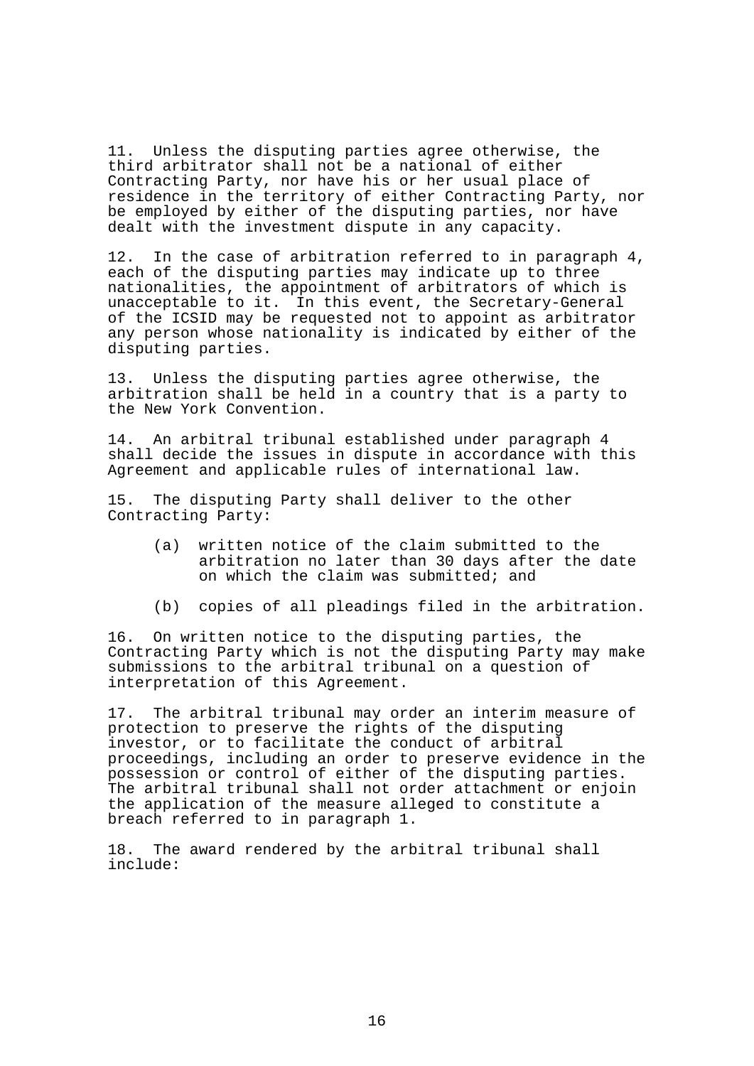11. Unless the disputing parties agree otherwise, the third arbitrator shall not be a national of either Contracting Party, nor have his or her usual place of residence in the territory of either Contracting Party, nor be employed by either of the disputing parties, nor have dealt with the investment dispute in any capacity.

12. In the case of arbitration referred to in paragraph 4, each of the disputing parties may indicate up to three nationalities, the appointment of arbitrators of which is unacceptable to it. In this event, the Secretary-General of the ICSID may be requested not to appoint as arbitrator any person whose nationality is indicated by either of the disputing parties.

13. Unless the disputing parties agree otherwise, the arbitration shall be held in a country that is a party to the New York Convention.

14. An arbitral tribunal established under paragraph 4 shall decide the issues in dispute in accordance with this Agreement and applicable rules of international law.

15. The disputing Party shall deliver to the other Contracting Party:

(a) written notice of the claim submitted to the arbitration no later than 30 days after the date on which the claim was submitted; and

(b) copies of all pleadings filed in the arbitration.

16. On written notice to the disputing parties, the Contracting Party which is not the disputing Party may make submissions to the arbitral tribunal on a question of interpretation of this Agreement.

17. The arbitral tribunal may order an interim measure of protection to preserve the rights of the disputing investor, or to facilitate the conduct of arbitral proceedings, including an order to preserve evidence in the possession or control of either of the disputing parties. The arbitral tribunal shall not order attachment or enjoin the application of the measure alleged to constitute a breach referred to in paragraph 1.

18. The award rendered by the arbitral tribunal shall include: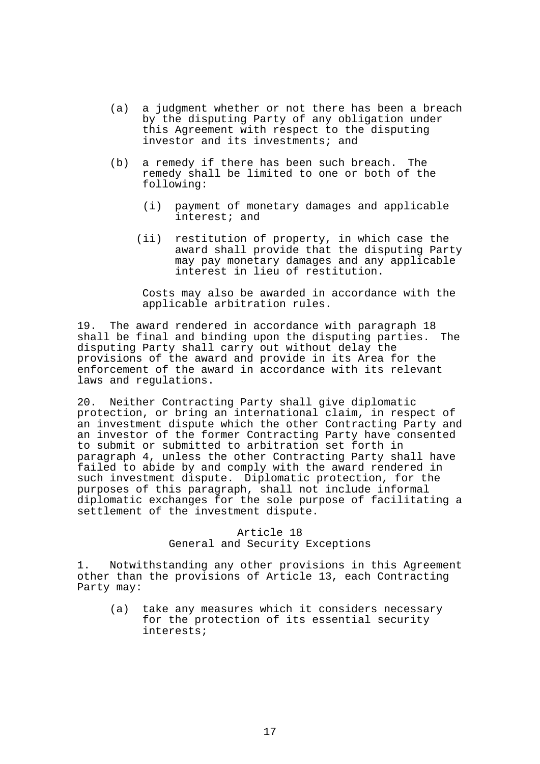(a) a judgment whether or not there has been a breach by the disputing Party of any obligation under this Agreement with respect to the disputing investor and its investments; and

(b) a remedy if there has been such breach. The remedy shall be limited to one or both of the following:

   (i) payment of monetary damages and applicable interest; and

   (ii) restitution of property, in which case the award shall provide that the disputing Party may pay monetary damages and any applicable interest in lieu of restitution.

   Costs may also be awarded in accordance with the applicable arbitration rules.

19. The award rendered in accordance with paragraph 18 shall be final and binding upon the disputing parties. The disputing Party shall carry out without delay the provisions of the award and provide in its Area for the enforcement of the award in accordance with its relevant laws and regulations.

20. Neither Contracting Party shall give diplomatic protection, or bring an international claim, in respect of an investment dispute which the other Contracting Party and an investor of the former Contracting Party have consented to submit or submitted to arbitration set forth in paragraph 4, unless the other Contracting Party shall have failed to abide by and comply with the award rendered in such investment dispute. Diplomatic protection, for the purposes of this paragraph, shall not include informal diplomatic exchanges for the sole purpose of facilitating a settlement of the investment dispute.

## Article 18
## General and Security Exceptions

1. Notwithstanding any other provisions in this Agreement other than the provisions of Article 13, each Contracting Party may:

(a) take any measures which it considers necessary for the protection of its essential security interests;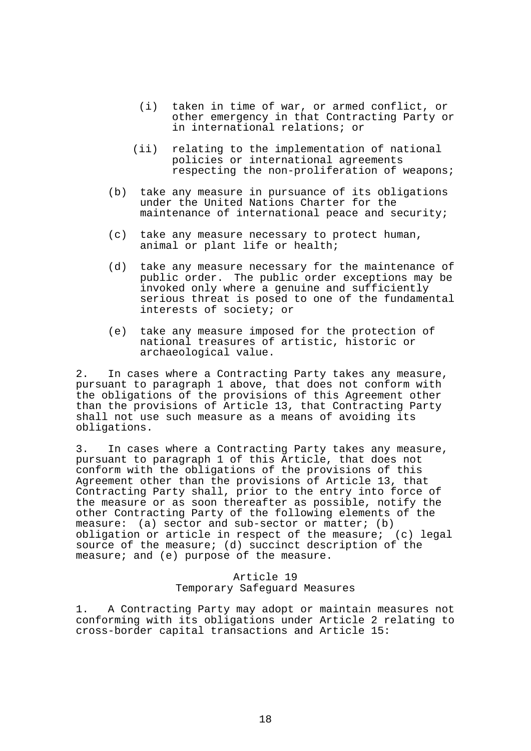(i) taken in time of war, or armed conflict, or other emergency in that Contracting Party or in international relations; or

(ii) relating to the implementation of national policies or international agreements respecting the non-proliferation of weapons;

(b) take any measure in pursuance of its obligations under the United Nations Charter for the maintenance of international peace and security;

(c) take any measure necessary to protect human, animal or plant life or health;

(d) take any measure necessary for the maintenance of public order. The public order exceptions may be invoked only where a genuine and sufficiently serious threat is posed to one of the fundamental interests of society; or

(e) take any measure imposed for the protection of national treasures of artistic, historic or archaeological value.

2. In cases where a Contracting Party takes any measure, pursuant to paragraph 1 above, that does not conform with the obligations of the provisions of this Agreement other than the provisions of Article 13, that Contracting Party shall not use such measure as a means of avoiding its obligations.

3. In cases where a Contracting Party takes any measure, pursuant to paragraph 1 of this Article, that does not conform with the obligations of the provisions of this Agreement other than the provisions of Article 13, that Contracting Party shall, prior to the entry into force of the measure or as soon thereafter as possible, notify the other Contracting Party of the following elements of the measure: (a) sector and sub-sector or matter; (b) obligation or article in respect of the measure; (c) legal source of the measure; (d) succinct description of the measure; and (e) purpose of the measure.

## Article 19
## Temporary Safeguard Measures

1. A Contracting Party may adopt or maintain measures not conforming with its obligations under Article 2 relating to cross-border capital transactions and Article 15: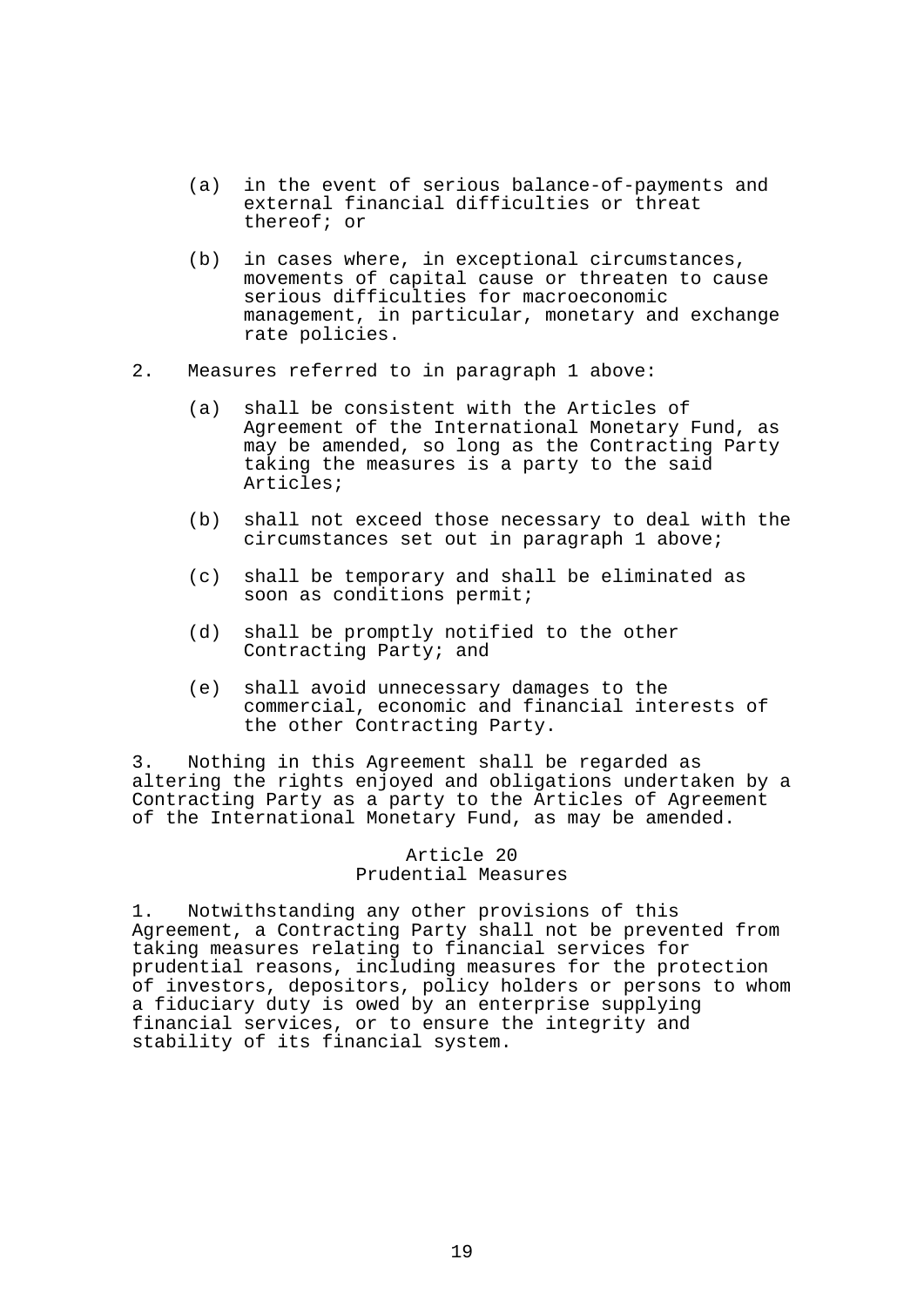(a) in the event of serious balance-of-payments and external financial difficulties or threat thereof; or

(b) in cases where, in exceptional circumstances, movements of capital cause or threaten to cause serious difficulties for macroeconomic management, in particular, monetary and exchange rate policies.

2. Measures referred to in paragraph 1 above:

(a) shall be consistent with the Articles of Agreement of the International Monetary Fund, as may be amended, so long as the Contracting Party taking the measures is a party to the said Articles;

(b) shall not exceed those necessary to deal with the circumstances set out in paragraph 1 above;

(c) shall be temporary and shall be eliminated as soon as conditions permit;

(d) shall be promptly notified to the other Contracting Party; and

(e) shall avoid unnecessary damages to the commercial, economic and financial interests of the other Contracting Party.

3. Nothing in this Agreement shall be regarded as altering the rights enjoyed and obligations undertaken by a Contracting Party as a party to the Articles of Agreement of the International Monetary Fund, as may be amended.

## Article 20
## Prudential Measures

1. Notwithstanding any other provisions of this Agreement, a Contracting Party shall not be prevented from taking measures relating to financial services for prudential reasons, including measures for the protection of investors, depositors, policy holders or persons to whom a fiduciary duty is owed by an enterprise supplying financial services, or to ensure the integrity and stability of its financial system.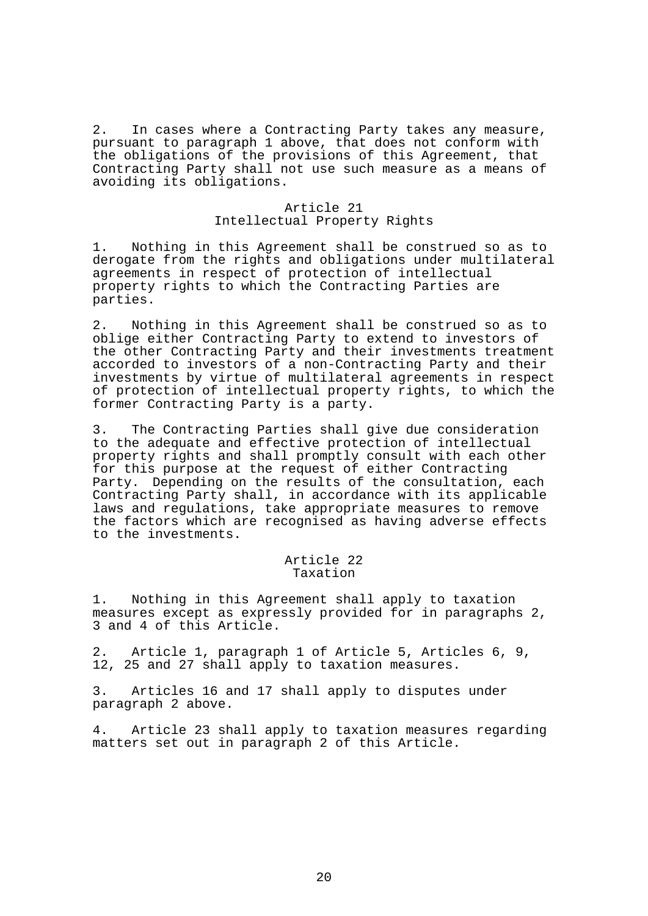2. In cases where a Contracting Party takes any measure, pursuant to paragraph 1 above, that does not conform with the obligations of the provisions of this Agreement, that Contracting Party shall not use such measure as a means of avoiding its obligations.

## Article 21
## Intellectual Property Rights

1. Nothing in this Agreement shall be construed so as to derogate from the rights and obligations under multilateral agreements in respect of protection of intellectual property rights to which the Contracting Parties are parties.

2. Nothing in this Agreement shall be construed so as to oblige either Contracting Party to extend to investors of the other Contracting Party and their investments treatment accorded to investors of a non-Contracting Party and their investments by virtue of multilateral agreements in respect of protection of intellectual property rights, to which the former Contracting Party is a party.

3. The Contracting Parties shall give due consideration to the adequate and effective protection of intellectual property rights and shall promptly consult with each other for this purpose at the request of either Contracting Party. Depending on the results of the consultation, each Contracting Party shall, in accordance with its applicable laws and regulations, take appropriate measures to remove the factors which are recognised as having adverse effects to the investments.

## Article 22
## Taxation

1. Nothing in this Agreement shall apply to taxation measures except as expressly provided for in paragraphs 2, 3 and 4 of this Article.

2. Article 1, paragraph 1 of Article 5, Articles 6, 9, 12, 25 and 27 shall apply to taxation measures.

3. Articles 16 and 17 shall apply to disputes under paragraph 2 above.

4. Article 23 shall apply to taxation measures regarding matters set out in paragraph 2 of this Article.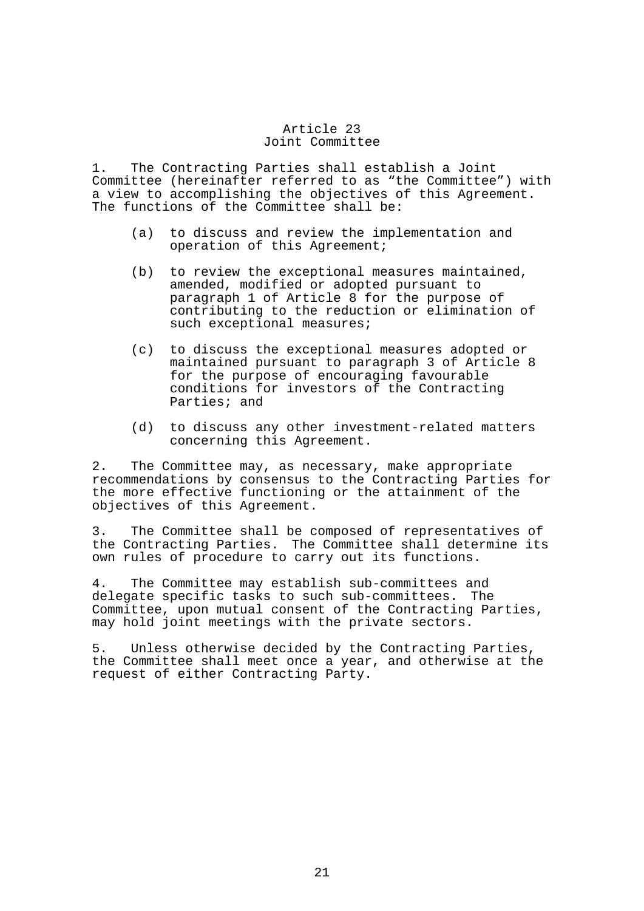## Article 23
## Joint Committee

1. The Contracting Parties shall establish a Joint Committee (hereinafter referred to as "the Committee") with a view to accomplishing the objectives of this Agreement. The functions of the Committee shall be:

   (a) to discuss and review the implementation and operation of this Agreement;

   (b) to review the exceptional measures maintained, amended, modified or adopted pursuant to paragraph 1 of Article 8 for the purpose of contributing to the reduction or elimination of such exceptional measures;

   (c) to discuss the exceptional measures adopted or maintained pursuant to paragraph 3 of Article 8 for the purpose of encouraging favourable conditions for investors of the Contracting Parties; and

   (d) to discuss any other investment-related matters concerning this Agreement.

2. The Committee may, as necessary, make appropriate recommendations by consensus to the Contracting Parties for the more effective functioning or the attainment of the objectives of this Agreement.

3. The Committee shall be composed of representatives of the Contracting Parties. The Committee shall determine its own rules of procedure to carry out its functions.

4. The Committee may establish sub-committees and delegate specific tasks to such sub-committees. The Committee, upon mutual consent of the Contracting Parties, may hold joint meetings with the private sectors.

5. Unless otherwise decided by the Contracting Parties, the Committee shall meet once a year, and otherwise at the request of either Contracting Party.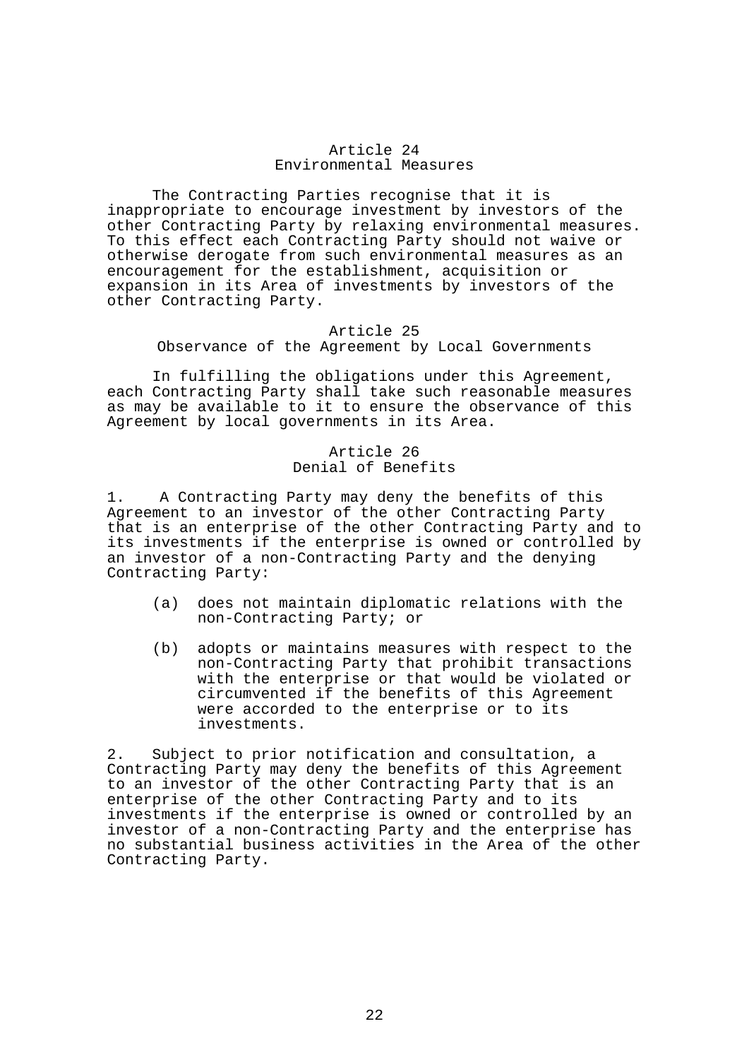## Article 24
## Environmental Measures

The Contracting Parties recognise that it is inappropriate to encourage investment by investors of the other Contracting Party by relaxing environmental measures. To this effect each Contracting Party should not waive or otherwise derogate from such environmental measures as an encouragement for the establishment, acquisition or expansion in its Area of investments by investors of the other Contracting Party.

## Article 25
## Observance of the Agreement by Local Governments

In fulfilling the obligations under this Agreement, each Contracting Party shall take such reasonable measures as may be available to it to ensure the observance of this Agreement by local governments in its Area.

## Article 26
## Denial of Benefits

1. A Contracting Party may deny the benefits of this Agreement to an investor of the other Contracting Party that is an enterprise of the other Contracting Party and to its investments if the enterprise is owned or controlled by an investor of a non-Contracting Party and the denying Contracting Party:

(a) does not maintain diplomatic relations with the non-Contracting Party; or

(b) adopts or maintains measures with respect to the non-Contracting Party that prohibit transactions with the enterprise or that would be violated or circumvented if the benefits of this Agreement were accorded to the enterprise or to its investments.

2. Subject to prior notification and consultation, a Contracting Party may deny the benefits of this Agreement to an investor of the other Contracting Party that is an enterprise of the other Contracting Party and to its investments if the enterprise is owned or controlled by an investor of a non-Contracting Party and the enterprise has no substantial business activities in the Area of the other Contracting Party.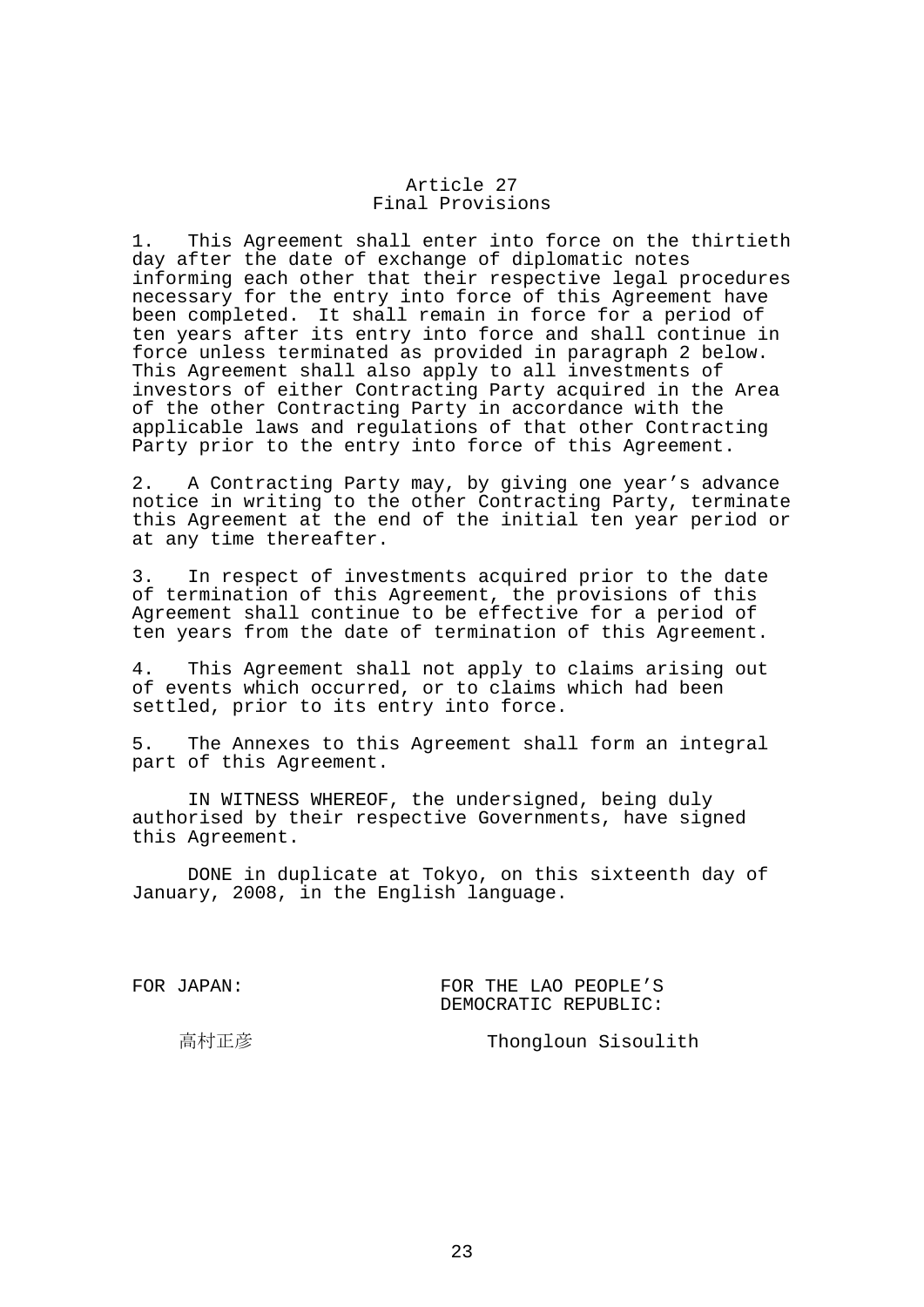## Article 27
## Final Provisions

1. This Agreement shall enter into force on the thirtieth day after the date of exchange of diplomatic notes informing each other that their respective legal procedures necessary for the entry into force of this Agreement have been completed. It shall remain in force for a period of ten years after its entry into force and shall continue in force unless terminated as provided in paragraph 2 below. This Agreement shall also apply to all investments of investors of either Contracting Party acquired in the Area of the other Contracting Party in accordance with the applicable laws and regulations of that other Contracting Party prior to the entry into force of this Agreement.

2. A Contracting Party may, by giving one year’s advance notice in writing to the other Contracting Party, terminate this Agreement at the end of the initial ten year period or at any time thereafter.

3. In respect of investments acquired prior to the date of termination of this Agreement, the provisions of this Agreement shall continue to be effective for a period of ten years from the date of termination of this Agreement.

4. This Agreement shall not apply to claims arising out of events which occurred, or to claims which had been settled, prior to its entry into force.

5. The Annexes to this Agreement shall form an integral part of this Agreement.

IN WITNESS WHEREOF, the undersigned, being duly authorised by their respective Governments, have signed this Agreement.

DONE in duplicate at Tokyo, on this sixteenth day of January, 2008, in the English language.

| FOR JAPAN: | FOR THE LAO PEOPLE’S DEMOCRATIC REPUBLIC: |
|---|---|
| 高村正彦 | Thongloun Sisoulith |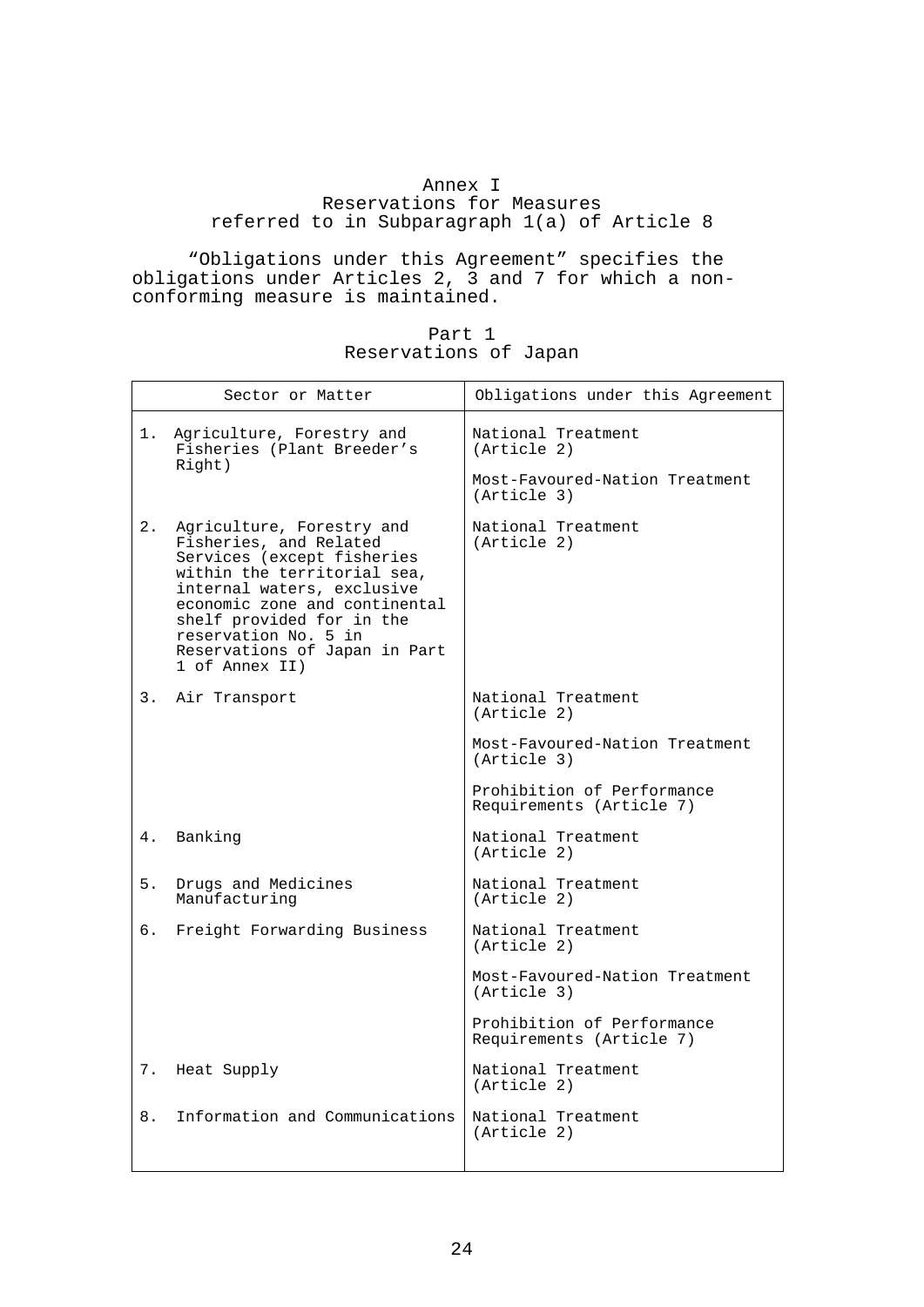# Annex I
## Reservations for Measures referred to in Subparagraph 1(a) of Article 8

"Obligations under this Agreement" specifies the obligations under Articles 2, 3 and 7 for which a non-conforming measure is maintained.

## Part 1
## Reservations of Japan

| Sector or Matter | Obligations under this Agreement |
|---|---|
| 1. Agriculture, Forestry and Fisheries (Plant Breeder's Right) | National Treatment (Article 2)<br><br>Most-Favoured-Nation Treatment (Article 3) |
| 2. Agriculture, Forestry and Fisheries, and Related Services (except fisheries within the territorial sea, internal waters, exclusive economic zone and continental shelf provided for in the reservation No. 5 in Reservations of Japan in Part 1 of Annex II) | National Treatment (Article 2) |
| 3. Air Transport | National Treatment (Article 2)<br><br>Most-Favoured-Nation Treatment (Article 3)<br><br>Prohibition of Performance Requirements (Article 7) |
| 4. Banking | National Treatment (Article 2) |
| 5. Drugs and Medicines Manufacturing | National Treatment (Article 2) |
| 6. Freight Forwarding Business | National Treatment (Article 2)<br><br>Most-Favoured-Nation Treatment (Article 3)<br><br>Prohibition of Performance Requirements (Article 7) |
| 7. Heat Supply | National Treatment (Article 2) |
| 8. Information and Communications | National Treatment (Article 2) |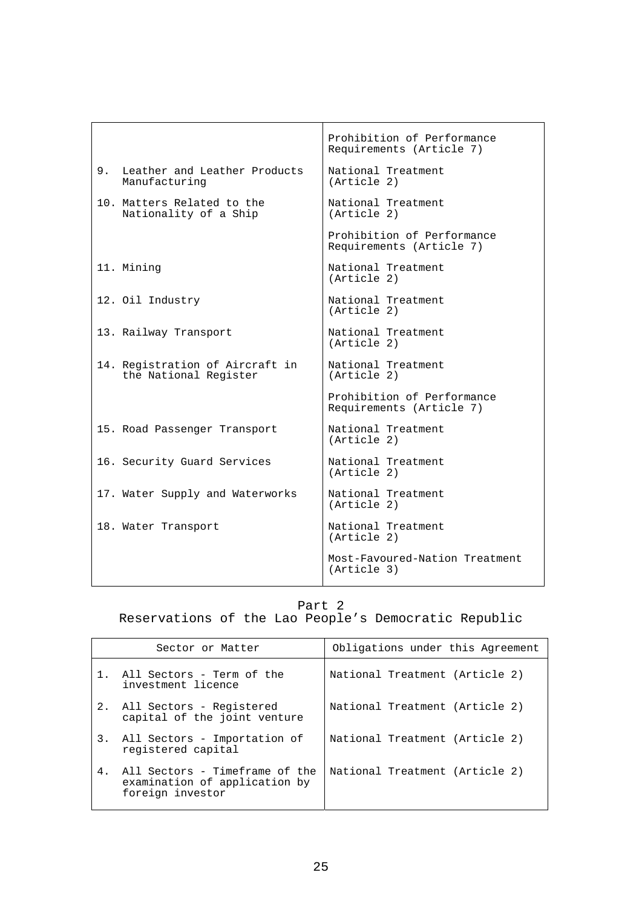| | |
|---|---|
| | Prohibition of Performance Requirements (Article 7) |
| 9. Leather and Leather Products Manufacturing | National Treatment (Article 2) |
| 10. Matters Related to the Nationality of a Ship | National Treatment (Article 2) |
| | Prohibition of Performance Requirements (Article 7) |
| 11. Mining | National Treatment (Article 2) |
| 12. Oil Industry | National Treatment (Article 2) |
| 13. Railway Transport | National Treatment (Article 2) |
| 14. Registration of Aircraft in the National Register | National Treatment (Article 2) |
| | Prohibition of Performance Requirements (Article 7) |
| 15. Road Passenger Transport | National Treatment (Article 2) |
| 16. Security Guard Services | National Treatment (Article 2) |
| 17. Water Supply and Waterworks | National Treatment (Article 2) |
| 18. Water Transport | National Treatment (Article 2) |
| | Most-Favoured-Nation Treatment (Article 3) |

## Part 2
## Reservations of the Lao People's Democratic Republic

| Sector or Matter | Obligations under this Agreement |
|---|---|
| 1. All Sectors - Term of the investment licence | National Treatment (Article 2) |
| 2. All Sectors - Registered capital of the joint venture | National Treatment (Article 2) |
| 3. All Sectors - Importation of registered capital | National Treatment (Article 2) |
| 4. All Sectors - Timeframe of the examination of application by foreign investor | National Treatment (Article 2) |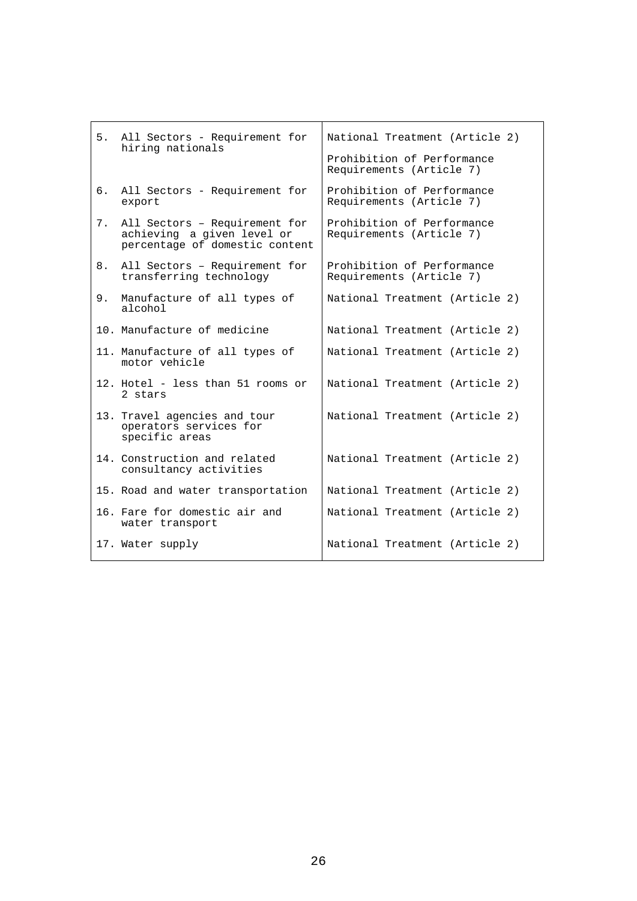| | |
|---|---|
| 5. All Sectors - Requirement for hiring nationals | National Treatment (Article 2)<br><br>Prohibition of Performance Requirements (Article 7) |
| 6. All Sectors - Requirement for export | Prohibition of Performance Requirements (Article 7) |
| 7. All Sectors – Requirement for achieving a given level or percentage of domestic content | Prohibition of Performance Requirements (Article 7) |
| 8. All Sectors – Requirement for transferring technology | Prohibition of Performance Requirements (Article 7) |
| 9. Manufacture of all types of alcohol | National Treatment (Article 2) |
| 10. Manufacture of medicine | National Treatment (Article 2) |
| 11. Manufacture of all types of motor vehicle | National Treatment (Article 2) |
| 12. Hotel - less than 51 rooms or 2 stars | National Treatment (Article 2) |
| 13. Travel agencies and tour operators services for specific areas | National Treatment (Article 2) |
| 14. Construction and related consultancy activities | National Treatment (Article 2) |
| 15. Road and water transportation | National Treatment (Article 2) |
| 16. Fare for domestic air and water transport | National Treatment (Article 2) |
| 17. Water supply | National Treatment (Article 2) |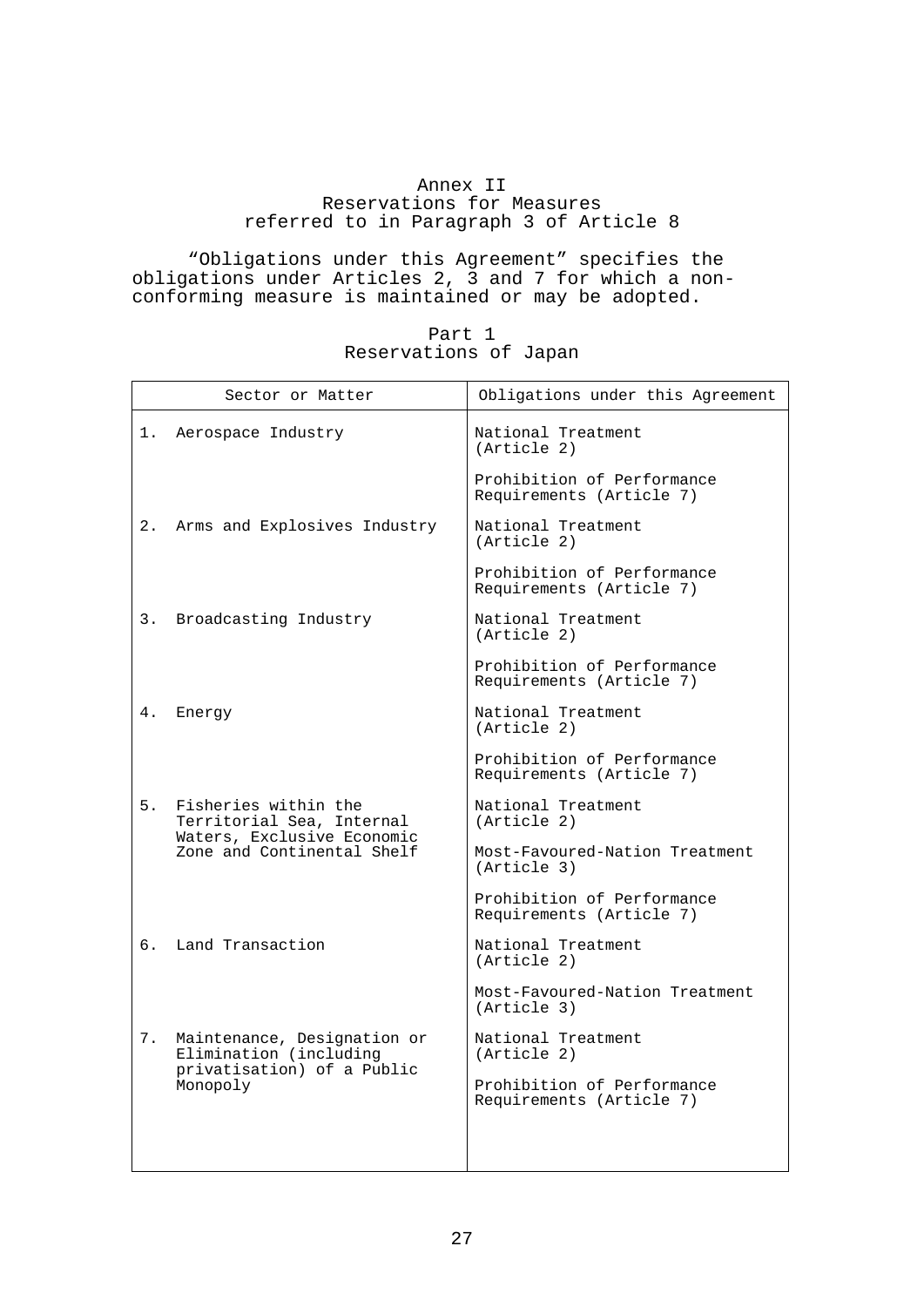# Annex II
## Reservations for Measures referred to in Paragraph 3 of Article 8

"Obligations under this Agreement" specifies the obligations under Articles 2, 3 and 7 for which a non-conforming measure is maintained or may be adopted.

### Part 1
### Reservations of Japan

| Sector or Matter | Obligations under this Agreement |
|---|---|
| 1. Aerospace Industry | National Treatment (Article 2) |
| | Prohibition of Performance Requirements (Article 7) |
| 2. Arms and Explosives Industry | National Treatment (Article 2) |
| | Prohibition of Performance Requirements (Article 7) |
| 3. Broadcasting Industry | National Treatment (Article 2) |
| | Prohibition of Performance Requirements (Article 7) |
| 4. Energy | National Treatment (Article 2) |
| | Prohibition of Performance Requirements (Article 7) |
| 5. Fisheries within the Territorial Sea, Internal Waters, Exclusive Economic Zone and Continental Shelf | National Treatment (Article 2) |
| | Most-Favoured-Nation Treatment (Article 3) |
| | Prohibition of Performance Requirements (Article 7) |
| 6. Land Transaction | National Treatment (Article 2) |
| | Most-Favoured-Nation Treatment (Article 3) |
| 7. Maintenance, Designation or Elimination (including privatisation) of a Public Monopoly | National Treatment (Article 2) |
| | Prohibition of Performance Requirements (Article 7) |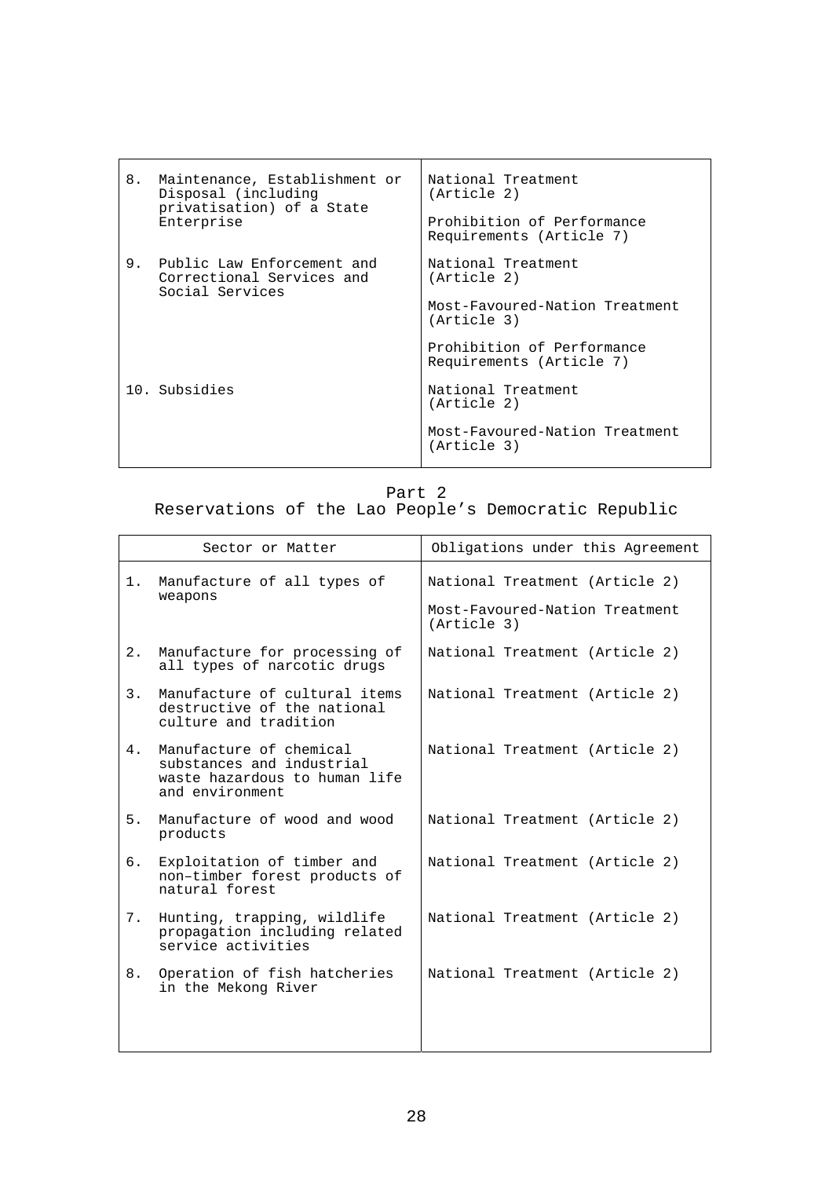| Sector or Matter | Obligations under this Agreement |
| --- | --- |
| 8. Maintenance, Establishment or Disposal (including privatisation) of a State Enterprise | National Treatment (Article 2)<br><br>Prohibition of Performance Requirements (Article 7) |
| 9. Public Law Enforcement and Correctional Services and Social Services | National Treatment (Article 2)<br><br>Most-Favoured-Nation Treatment (Article 3)<br><br>Prohibition of Performance Requirements (Article 7) |
| 10. Subsidies | National Treatment (Article 2)<br><br>Most-Favoured-Nation Treatment (Article 3) |

## Part 2
## Reservations of the Lao People's Democratic Republic

| Sector or Matter | Obligations under this Agreement |
| --- | --- |
| 1. Manufacture of all types of weapons | National Treatment (Article 2)<br><br>Most-Favoured-Nation Treatment (Article 3) |
| 2. Manufacture for processing of all types of narcotic drugs | National Treatment (Article 2) |
| 3. Manufacture of cultural items destructive of the national culture and tradition | National Treatment (Article 2) |
| 4. Manufacture of chemical substances and industrial waste hazardous to human life and environment | National Treatment (Article 2) |
| 5. Manufacture of wood and wood products | National Treatment (Article 2) |
| 6. Exploitation of timber and non–timber forest products of natural forest | National Treatment (Article 2) |
| 7. Hunting, trapping, wildlife propagation including related service activities | National Treatment (Article 2) |
| 8. Operation of fish hatcheries in the Mekong River | National Treatment (Article 2) |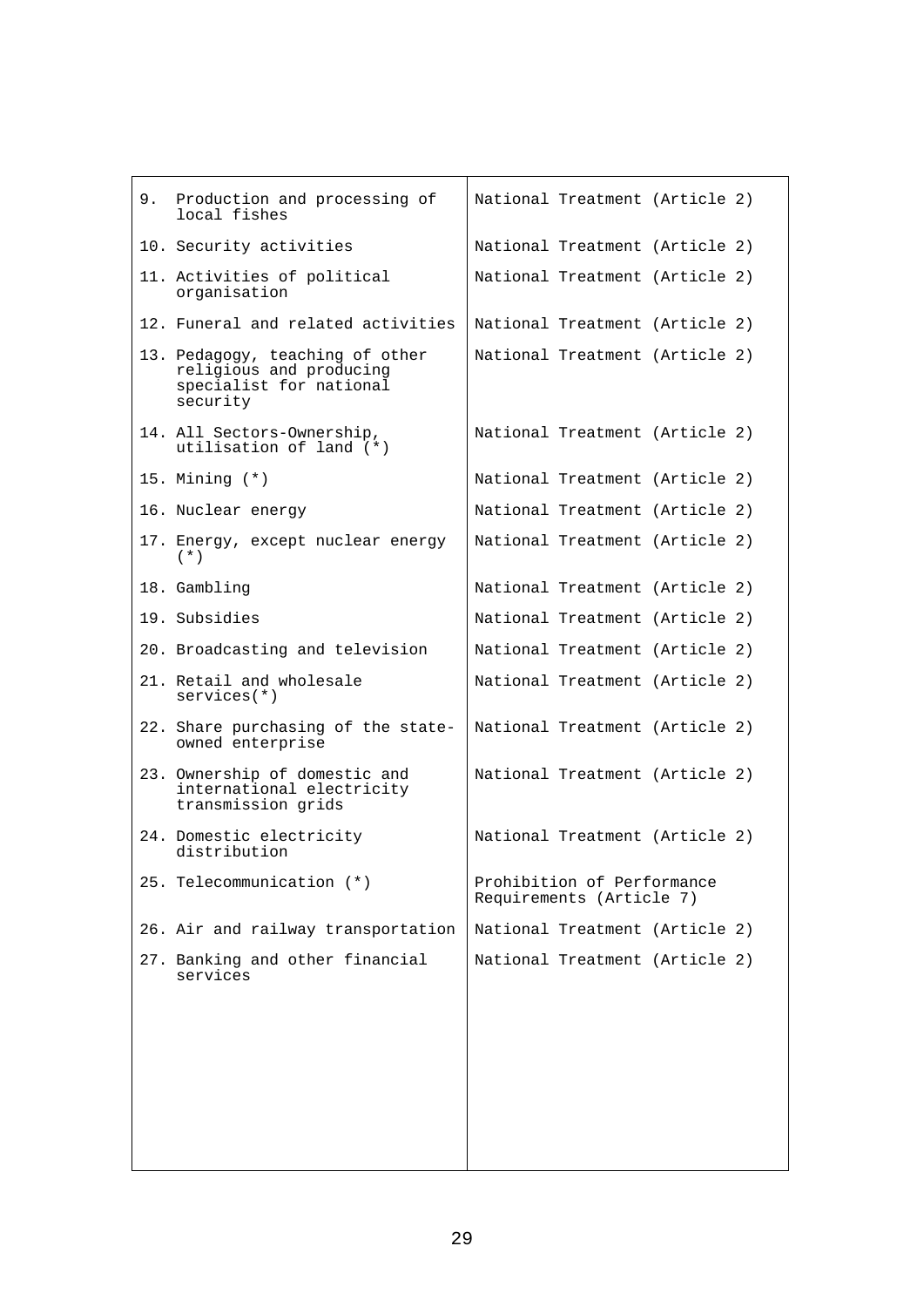| | |
|---|---|
| 9. Production and processing of local fishes | National Treatment (Article 2) |
| 10. Security activities | National Treatment (Article 2) |
| 11. Activities of political organisation | National Treatment (Article 2) |
| 12. Funeral and related activities | National Treatment (Article 2) |
| 13. Pedagogy, teaching of other religious and producing specialist for national security | National Treatment (Article 2) |
| 14. All Sectors-Ownership, utilisation of land (*) | National Treatment (Article 2) |
| 15. Mining (*) | National Treatment (Article 2) |
| 16. Nuclear energy | National Treatment (Article 2) |
| 17. Energy, except nuclear energy (*) | National Treatment (Article 2) |
| 18. Gambling | National Treatment (Article 2) |
| 19. Subsidies | National Treatment (Article 2) |
| 20. Broadcasting and television | National Treatment (Article 2) |
| 21. Retail and wholesale services(*) | National Treatment (Article 2) |
| 22. Share purchasing of the state-owned enterprise | National Treatment (Article 2) |
| 23. Ownership of domestic and international electricity transmission grids | National Treatment (Article 2) |
| 24. Domestic electricity distribution | National Treatment (Article 2) |
| 25. Telecommunication (*) | Prohibition of Performance Requirements (Article 7) |
| 26. Air and railway transportation | National Treatment (Article 2) |
| 27. Banking and other financial services | National Treatment (Article 2) |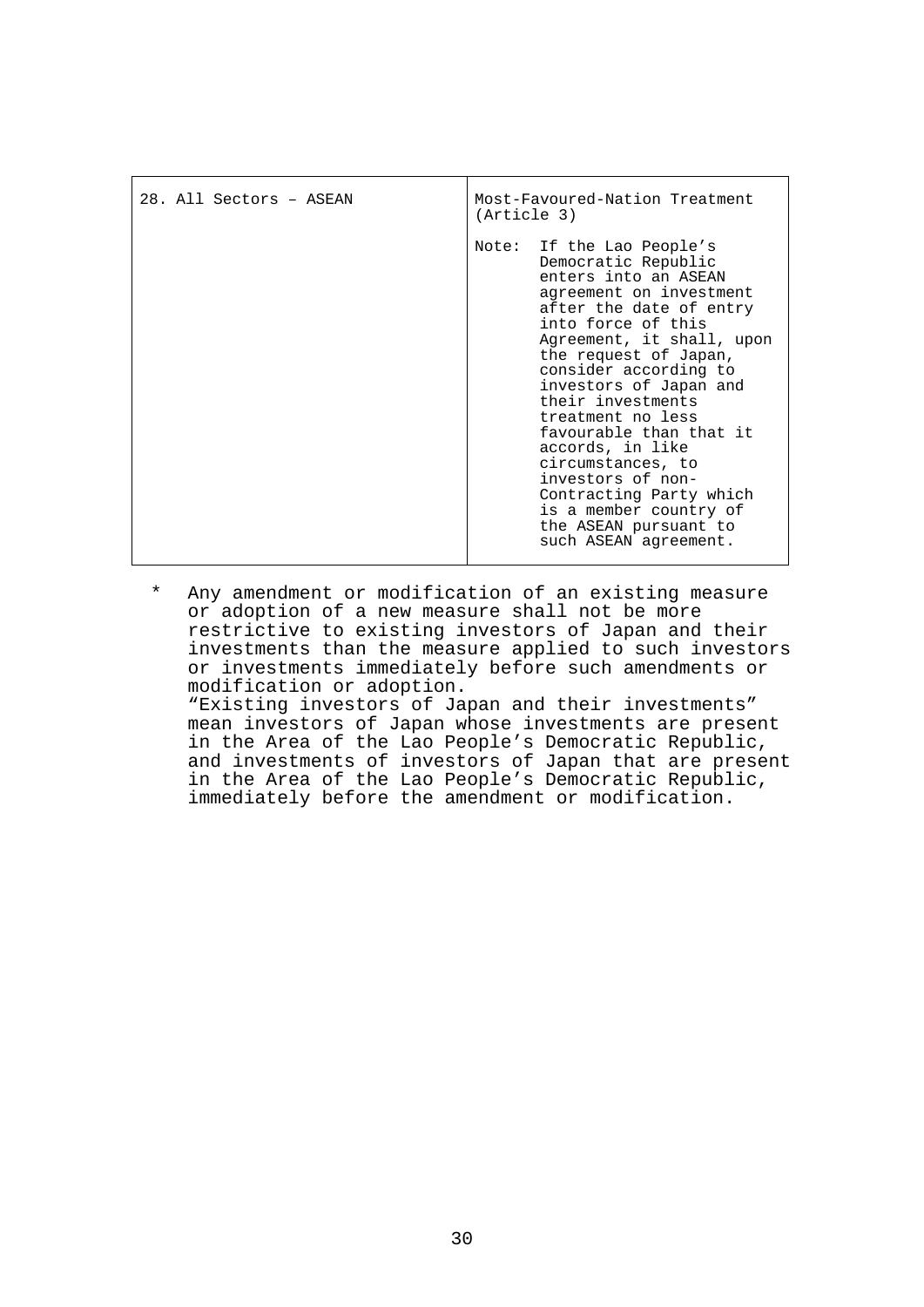| | |
|---|---|
| 28. All Sectors – ASEAN | Most-Favoured-Nation Treatment (Article 3)<br><br>Note: If the Lao People's Democratic Republic enters into an ASEAN agreement on investment after the date of entry into force of this Agreement, it shall, upon the request of Japan, consider according to investors of Japan and their investments treatment no less favourable than that it accords, in like circumstances, to investors of non-Contracting Party which is a member country of the ASEAN pursuant to such ASEAN agreement. |

\* Any amendment or modification of an existing measure or adoption of a new measure shall not be more restrictive to existing investors of Japan and their investments than the measure applied to such investors or investments immediately before such amendments or modification or adoption.
"Existing investors of Japan and their investments" mean investors of Japan whose investments are present in the Area of the Lao People's Democratic Republic, and investments of investors of Japan that are present in the Area of the Lao People's Democratic Republic, immediately before the amendment or modification.